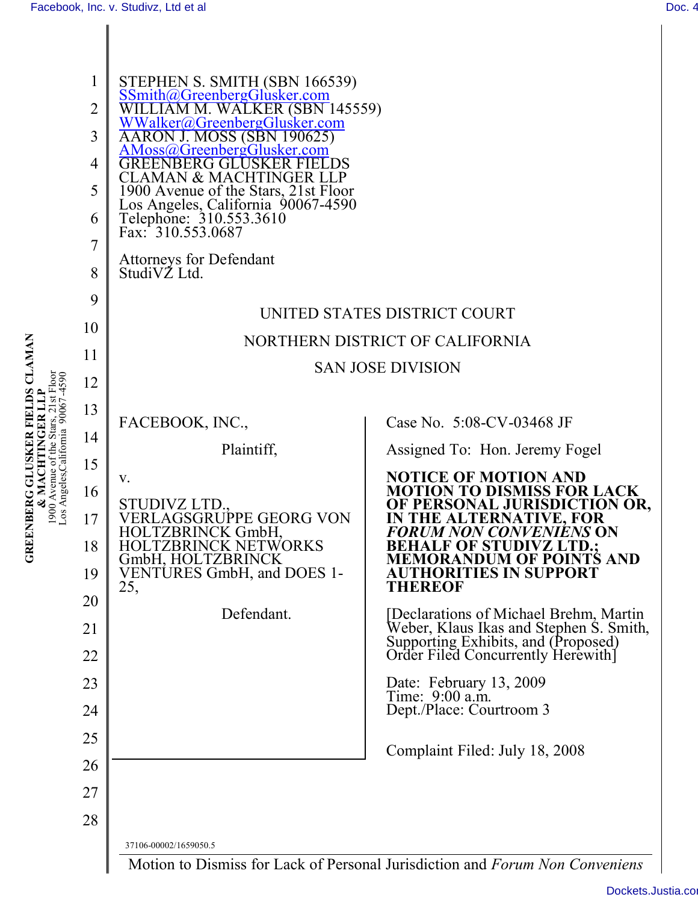STEPHEN S. SMITH (SBN 166539)
SSmith@GreenbergGlusker.com
WILLIAM M. WALKER (SBN 145559)
WWalker@GreenbergGlusker.com
AARON J. MOSS (SBN 190625)
AMoss@GreenbergGlusker.com
GREENBERG GLUSKER FIELDS
CLAMAN & MACHTINGER LLP
1900 Avenue of the Stars, 21st Floor
Los Angeles, California 90067-4590
Telephone: 310.553.3610
Fax: 310.553.0687

Attorneys for Defendant
StudiVZ Ltd.

UNITED STATES DISTRICT COURT

NORTHERN DISTRICT OF CALIFORNIA

SAN JOSE DIVISION

FACEBOOK, INC.,

Plaintiff,

v.

STUDIVZ LTD., VERLAGSGRUPPE GEORG VON HOLTZBRINCK GmbH, HOLTZBRINCK NETWORKS GmbH, HOLTZBRINCK VENTURES GmbH, and DOES 1-25,

Defendant.

Case No. 5:08-CV-03468 JF

Assigned To: Hon. Jeremy Fogel

**NOTICE OF MOTION AND MOTION TO DISMISS FOR LACK OF PERSONAL JURISDICTION OR, IN THE ALTERNATIVE, FOR *FORUM NON CONVENIENS* ON BEHALF OF STUDIVZ LTD.; MEMORANDUM OF POINTS AND AUTHORITIES IN SUPPORT THEREOF**

[Declarations of Michael Brehm, Martin Weber, Klaus Ikas and Stephen S. Smith, Supporting Exhibits, and (Proposed) Order Filed Concurrently Herewith]

Date: February 13, 2009
Time: 9:00 a.m.
Dept./Place: Courtroom 3

Complaint Filed: July 18, 2008

37106-00002/1659050.5

Motion to Dismiss for Lack of Personal Jurisdiction and *Forum Non Conveniens*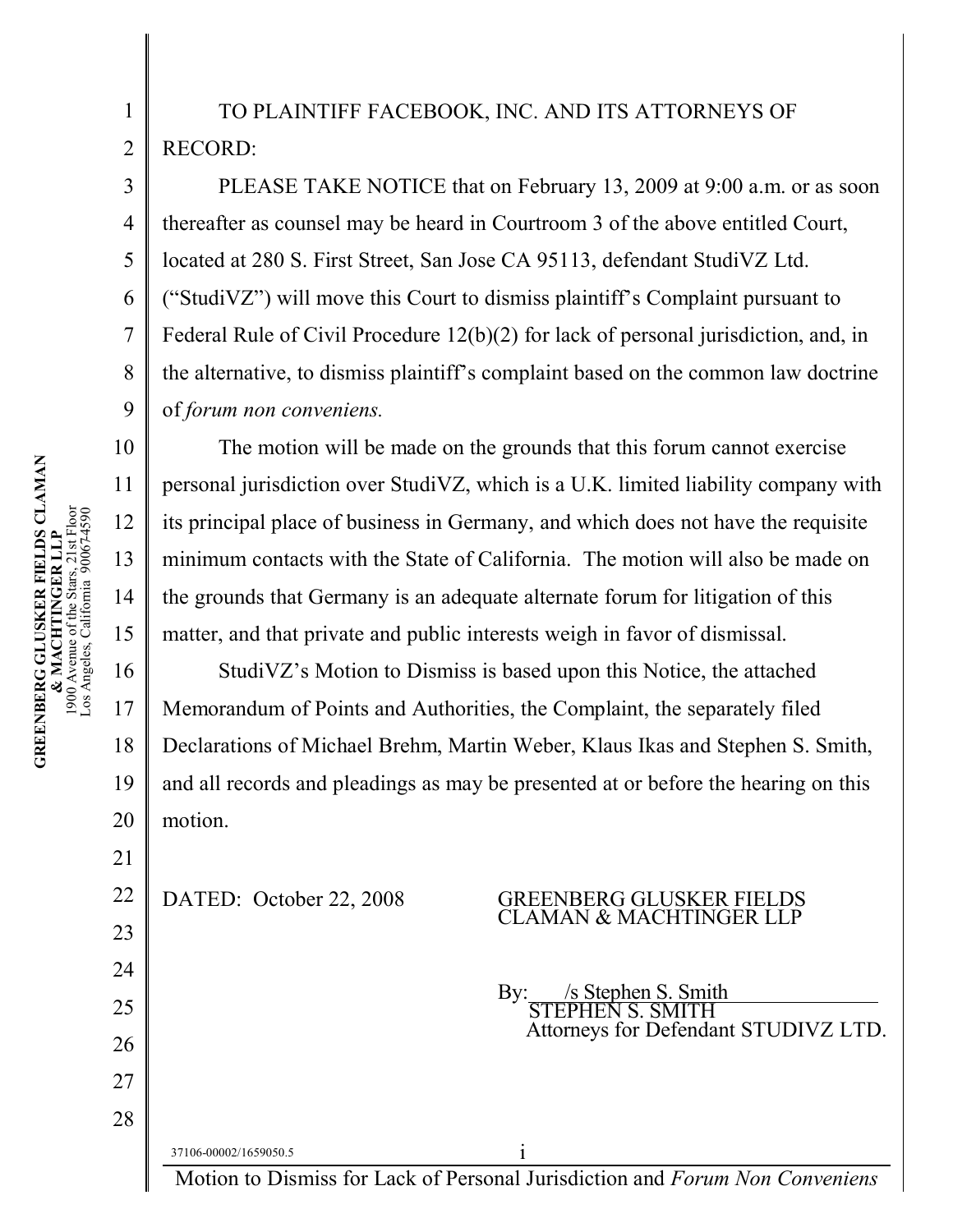TO PLAINTIFF FACEBOOK, INC. AND ITS ATTORNEYS OF RECORD:

PLEASE TAKE NOTICE that on February 13, 2009 at 9:00 a.m. or as soon thereafter as counsel may be heard in Courtroom 3 of the above entitled Court, located at 280 S. First Street, San Jose CA 95113, defendant StudiVZ Ltd. ("StudiVZ") will move this Court to dismiss plaintiff's Complaint pursuant to Federal Rule of Civil Procedure 12(b)(2) for lack of personal jurisdiction, and, in the alternative, to dismiss plaintiff's complaint based on the common law doctrine of *forum non conveniens.*

The motion will be made on the grounds that this forum cannot exercise personal jurisdiction over StudiVZ, which is a U.K. limited liability company with its principal place of business in Germany, and which does not have the requisite minimum contacts with the State of California. The motion will also be made on the grounds that Germany is an adequate alternate forum for litigation of this matter, and that private and public interests weigh in favor of dismissal.

StudiVZ's Motion to Dismiss is based upon this Notice, the attached Memorandum of Points and Authorities, the Complaint, the separately filed Declarations of Michael Brehm, Martin Weber, Klaus Ikas and Stephen S. Smith, and all records and pleadings as may be presented at or before the hearing on this motion.

DATED: October 22, 2008

GREENBERG GLUSKER FIELDS CLAMAN & MACHTINGER LLP

By: /s Stephen S. Smith
STEPHEN S. SMITH
Attorneys for Defendant STUDIVZ LTD.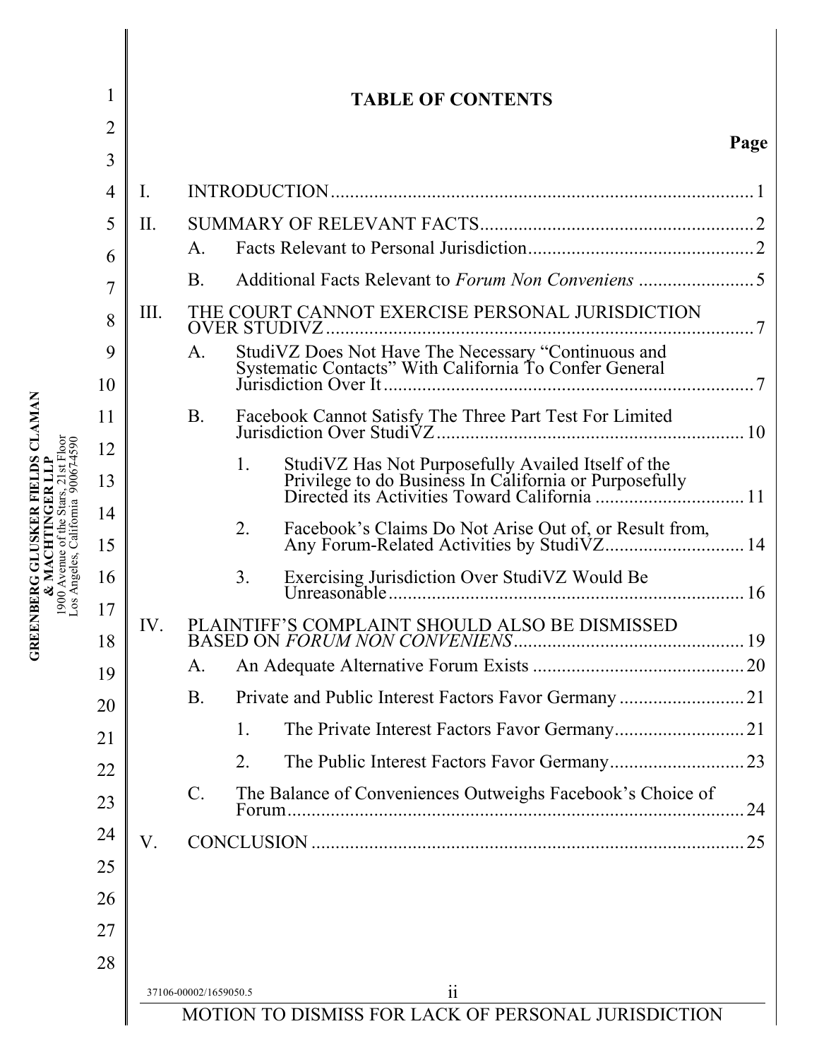# TABLE OF CONTENTS

**Page**

I. INTRODUCTION ........................................................................................ 1

II. SUMMARY OF RELEVANT FACTS ......................................................... 2

   A. Facts Relevant to Personal Jurisdiction ............................................... 2

   B. Additional Facts Relevant to *Forum Non Conveniens* ........................ 5

III. THE COURT CANNOT EXERCISE PERSONAL JURISDICTION OVER STUDIVZ ........................................................................................ 7

   A. StudiVZ Does Not Have The Necessary "Continuous and Systematic Contacts" With California To Confer General Jurisdiction Over It ............................................................................. 7

   B. Facebook Cannot Satisfy The Three Part Test For Limited Jurisdiction Over StudiVZ ............................................................... 10

      1. StudiVZ Has Not Purposefully Availed Itself of the Privilege to do Business In California or Purposefully Directed its Activities Toward California ............................... 11

      2. Facebook's Claims Do Not Arise Out of, or Result from, Any Forum-Related Activities by StudiVZ ............................ 14

      3. Exercising Jurisdiction Over StudiVZ Would Be Unreasonable ........................................................................... 16

IV. PLAINTIFF'S COMPLAINT SHOULD ALSO BE DISMISSED BASED ON *FORUM NON CONVENIENS* ................................................. 19

   A. An Adequate Alternative Forum Exists ............................................ 20

   B. Private and Public Interest Factors Favor Germany .......................... 21

      1. The Private Interest Factors Favor Germany ........................... 21

      2. The Public Interest Factors Favor Germany ............................ 23

   C. The Balance of Conveniences Outweighs Facebook's Choice of Forum ................................................................................... 24

V. CONCLUSION ......................................................................................... 25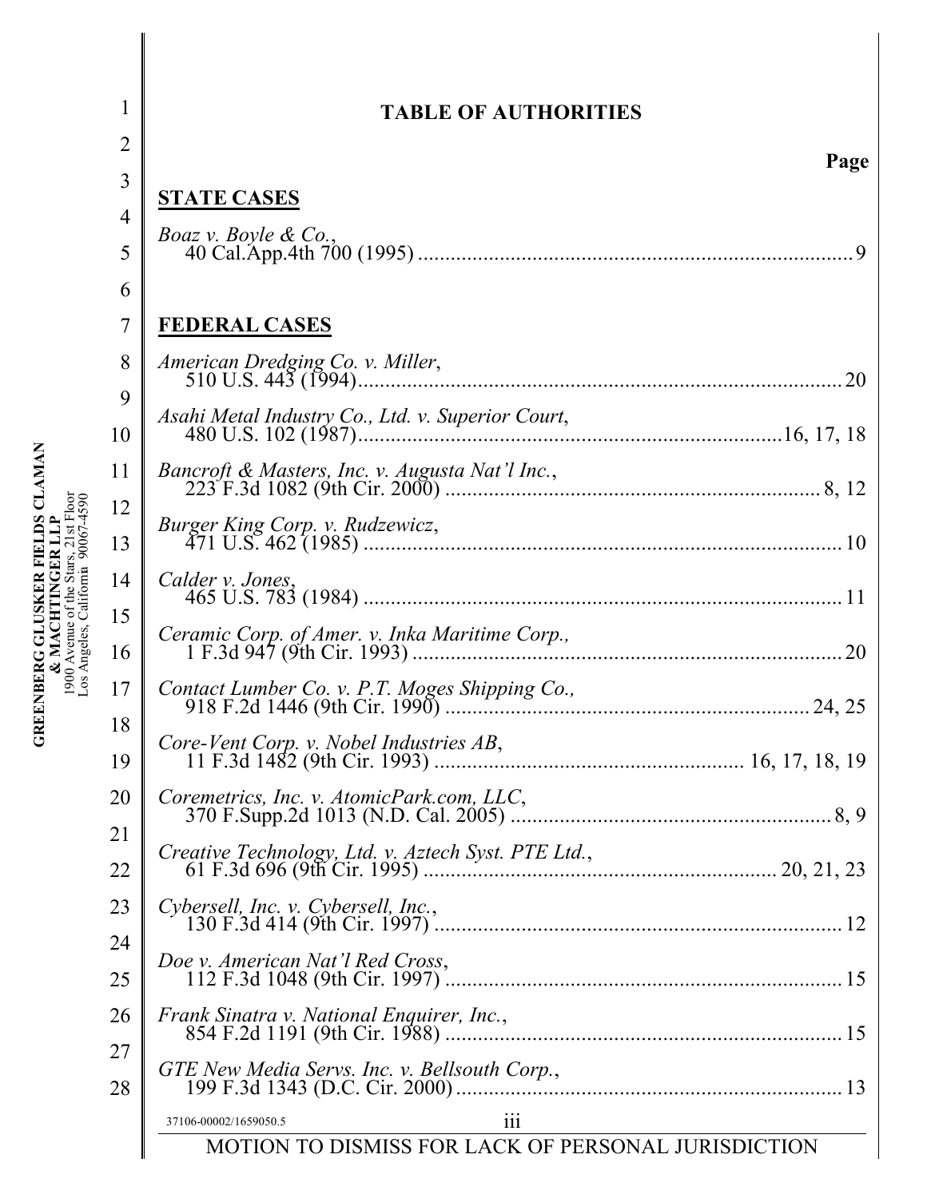# TABLE OF AUTHORITIES

**Page**

## STATE CASES

*Boaz v. Boyle & Co.*,
40 Cal.App.4th 700 (1995) ........................................................................... 9

## FEDERAL CASES

*American Dredging Co. v. Miller*,
510 U.S. 443 (1994)........................................................................................ 20

*Asahi Metal Industry Co., Ltd. v. Superior Court*,
480 U.S. 102 (1987)........................................................................16, 17, 18

*Bancroft & Masters, Inc. v. Augusta Nat'l Inc.*,
223 F.3d 1082 (9th Cir. 2000) ................................................................... 8, 12

*Burger King Corp. v. Rudzewicz*,
471 U.S. 462 (1985) ...................................................................................... 10

*Calder v. Jones*,
465 U.S. 783 (1984) ...................................................................................... 11

*Ceramic Corp. of Amer. v. Inka Maritime Corp.,*
1 F.3d 947 (9th Cir. 1993) ............................................................................ 20

*Contact Lumber Co. v. P.T. Moges Shipping Co.,*
918 F.2d 1446 (9th Cir. 1990) ................................................................ 24, 25

*Core-Vent Corp. v. Nobel Industries AB*,
11 F.3d 1482 (9th Cir. 1993) ........................................................ 16, 17, 18, 19

*Coremetrics, Inc. v. AtomicPark.com, LLC*,
370 F.Supp.2d 1013 (N.D. Cal. 2005) ........................................................ 8, 9

*Creative Technology, Ltd. v. Aztech Syst. PTE Ltd.*,
61 F.3d 696 (9th Cir. 1995) ............................................................ 20, 21, 23

*Cybersell, Inc. v. Cybersell, Inc.*,
130 F.3d 414 (9th Cir. 1997) ........................................................................ 12

*Doe v. American Nat'l Red Cross*,
112 F.3d 1048 (9th Cir. 1997) ...................................................................... 15

*Frank Sinatra v. National Enquirer, Inc.*,
854 F.2d 1191 (9th Cir. 1988) ...................................................................... 15

*GTE New Media Servs. Inc. v. Bellsouth Corp.*,
199 F.3d 1343 (D.C. Cir. 2000) .................................................................... 13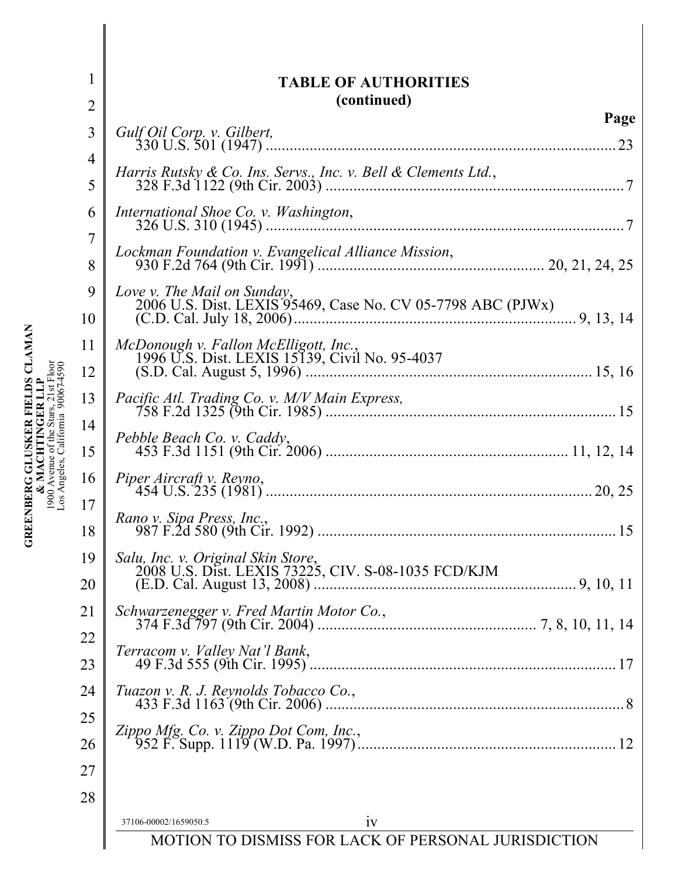**TABLE OF AUTHORITIES**
**(continued)**

**Page**

*Gulf Oil Corp. v. Gilbert,*
330 U.S. 501 (1947) ........................................................................................ 23

*Harris Rutsky & Co. Ins. Servs., Inc. v. Bell & Clements Ltd.*,
328 F.3d 1122 (9th Cir. 2003) ........................................................................... 7

*International Shoe Co. v. Washington*,
326 U.S. 310 (1945) .......................................................................................... 7

*Lockman Foundation v. Evangelical Alliance Mission*,
930 F.2d 764 (9th Cir. 1991) ......................................................... 20, 21, 24, 25

*Love v. The Mail on Sunday*,
2006 U.S. Dist. LEXIS 95469, Case No. CV 05-7798 ABC (PJWx)
(C.D. Cal. July 18, 2006)...................................................................... 9, 13, 14

*McDonough v. Fallon McElligott, Inc.*,
1996 U.S. Dist. LEXIS 15139, Civil No. 95-4037
(S.D. Cal. August 5, 1996) ........................................................................ 15, 16

*Pacific Atl. Trading Co. v. M/V Main Express,*
758 F.2d 1325 (9th Cir. 1985) ......................................................................... 15

*Pebble Beach Co. v. Caddy*,
453 F.3d 1151 (9th Cir. 2006) ............................................................ 11, 12, 14

*Piper Aircraft v. Reyno*,
454 U.S. 235 (1981) ................................................................................. 20, 25

*Rano v. Sipa Press, Inc.*,
987 F.2d 580 (9th Cir. 1992) .......................................................................... 15

*Salu, Inc. v. Original Skin Store*,
2008 U.S. Dist. LEXIS 73225, CIV. S-08-1035 FCD/KJM
(E.D. Cal. August 13, 2008) .................................................................. 9, 10, 11

*Schwarzenegger v. Fred Martin Motor Co.*,
374 F.3d 797 (9th Cir. 2004) ....................................................... 7, 8, 10, 11, 14

*Terracom v. Valley Nat'l Bank*,
49 F.3d 555 (9th Cir. 1995) ............................................................................ 17

*Tuazon v. R. J. Reynolds Tobacco Co.*,
433 F.3d 1163 (9th Cir. 2006) .......................................................................... 8

*Zippo Mfg. Co. v. Zippo Dot Com, Inc.*,
952 F. Supp. 1119 (W.D. Pa. 1997)................................................................ 12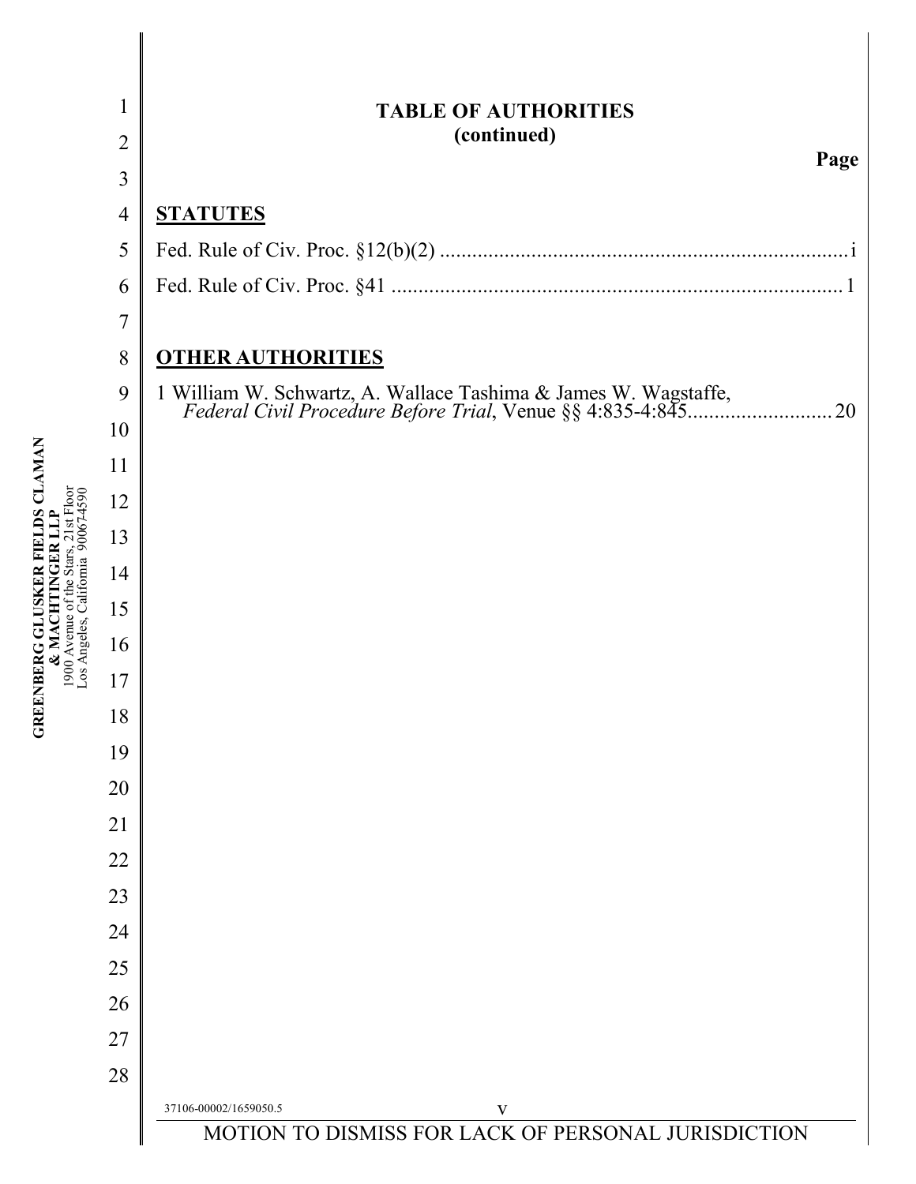## TABLE OF AUTHORITIES
### (continued)

**Page**

**STATUTES**

Fed. Rule of Civ. Proc. §12(b)(2) .......................................................................... i

Fed. Rule of Civ. Proc. §41 .................................................................................. 1

**OTHER AUTHORITIES**

1 William W. Schwartz, A. Wallace Tashima & James W. Wagstaffe, *Federal Civil Procedure Before Trial*, Venue §§ 4:835-4:845........................... 20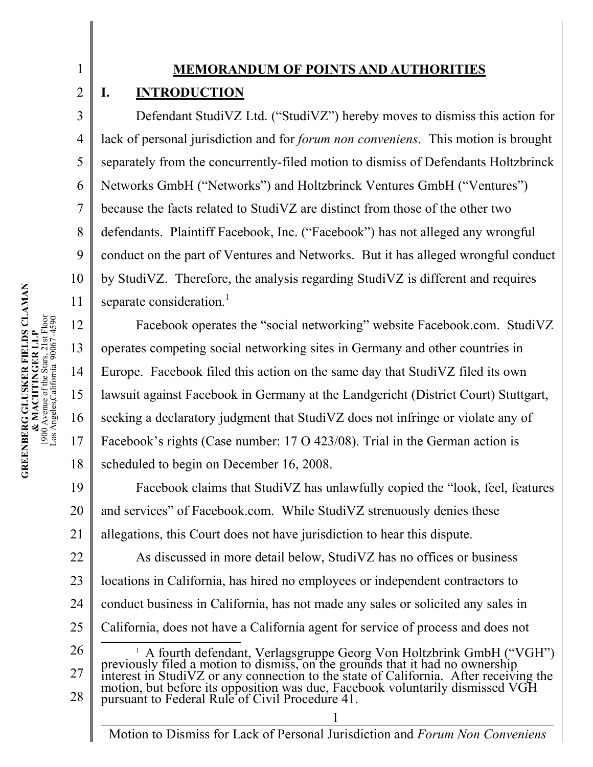# MEMORANDUM OF POINTS AND AUTHORITIES

## I. INTRODUCTION

Defendant StudiVZ Ltd. ("StudiVZ") hereby moves to dismiss this action for lack of personal jurisdiction and for *forum non conveniens*. This motion is brought separately from the concurrently-filed motion to dismiss of Defendants Holtzbrinck Networks GmbH ("Networks") and Holtzbrinck Ventures GmbH ("Ventures") because the facts related to StudiVZ are distinct from those of the other two defendants. Plaintiff Facebook, Inc. ("Facebook") has not alleged any wrongful conduct on the part of Ventures and Networks. But it has alleged wrongful conduct by StudiVZ. Therefore, the analysis regarding StudiVZ is different and requires separate consideration.[1]

Facebook operates the "social networking" website Facebook.com. StudiVZ operates competing social networking sites in Germany and other countries in Europe. Facebook filed this action on the same day that StudiVZ filed its own lawsuit against Facebook in Germany at the Landgericht (District Court) Stuttgart, seeking a declaratory judgment that StudiVZ does not infringe or violate any of Facebook's rights (Case number: 17 O 423/08). Trial in the German action is scheduled to begin on December 16, 2008.

Facebook claims that StudiVZ has unlawfully copied the "look, feel, features and services" of Facebook.com. While StudiVZ strenuously denies these allegations, this Court does not have jurisdiction to hear this dispute.

As discussed in more detail below, StudiVZ has no offices or business locations in California, has hired no employees or independent contractors to conduct business in California, has not made any sales or solicited any sales in California, does not have a California agent for service of process and does not

---

[1] A fourth defendant, Verlagsgruppe Georg Von Holtzbrink GmbH ("VGH") previously filed a motion to dismiss, on the grounds that it had no ownership interest in StudiVZ or any connection to the state of California. After receiving the motion, but before its opposition was due, Facebook voluntarily dismissed VGH pursuant to Federal Rule of Civil Procedure 41.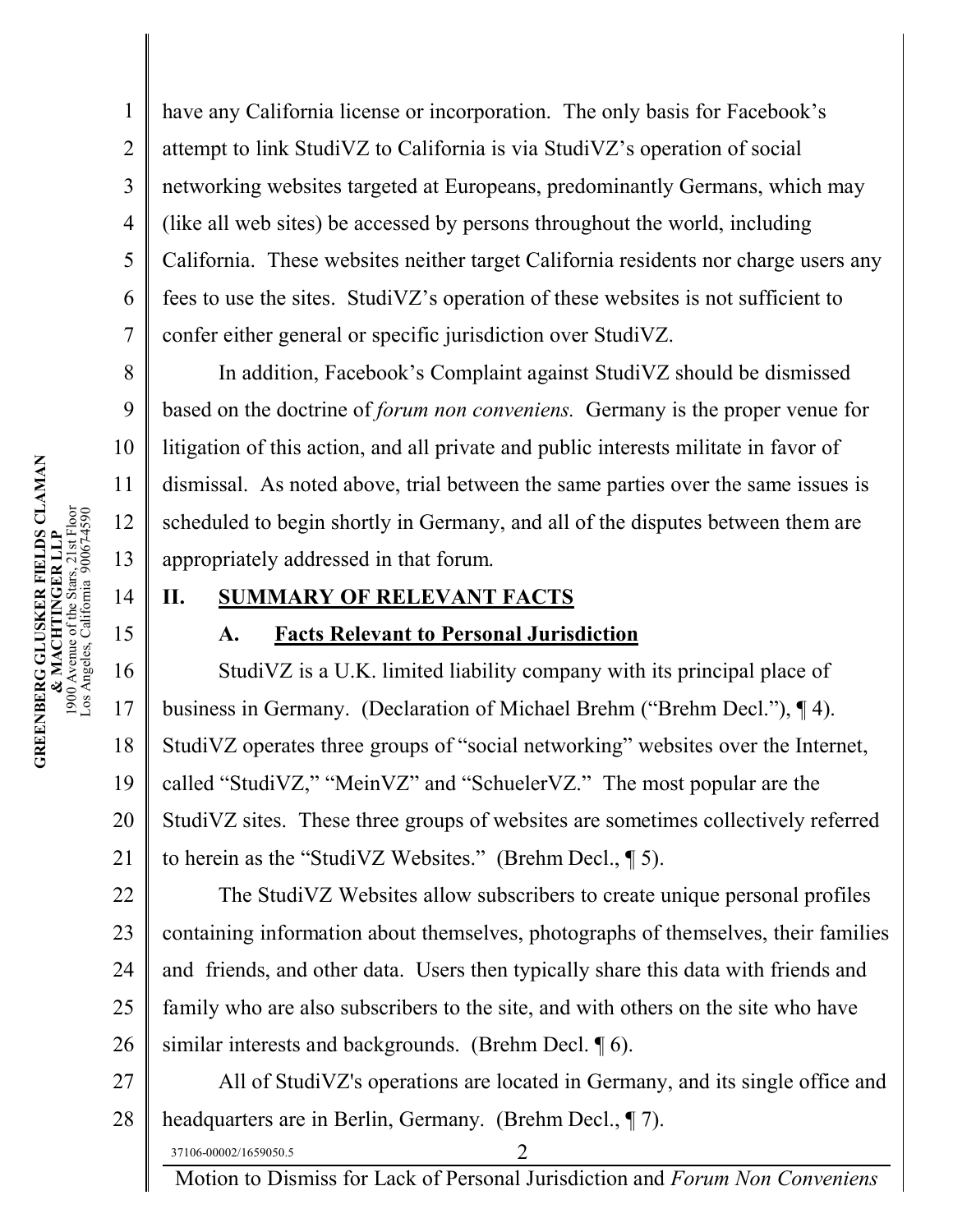have any California license or incorporation. The only basis for Facebook's attempt to link StudiVZ to California is via StudiVZ's operation of social networking websites targeted at Europeans, predominantly Germans, which may (like all web sites) be accessed by persons throughout the world, including California. These websites neither target California residents nor charge users any fees to use the sites. StudiVZ's operation of these websites is not sufficient to confer either general or specific jurisdiction over StudiVZ.

In addition, Facebook's Complaint against StudiVZ should be dismissed based on the doctrine of *forum non conveniens.* Germany is the proper venue for litigation of this action, and all private and public interests militate in favor of dismissal. As noted above, trial between the same parties over the same issues is scheduled to begin shortly in Germany, and all of the disputes between them are appropriately addressed in that forum.

## II. SUMMARY OF RELEVANT FACTS

### A. Facts Relevant to Personal Jurisdiction

StudiVZ is a U.K. limited liability company with its principal place of business in Germany. (Declaration of Michael Brehm ("Brehm Decl."), ¶ 4). StudiVZ operates three groups of "social networking" websites over the Internet, called "StudiVZ," "MeinVZ" and "SchuelerVZ." The most popular are the StudiVZ sites. These three groups of websites are sometimes collectively referred to herein as the "StudiVZ Websites." (Brehm Decl., ¶ 5).

The StudiVZ Websites allow subscribers to create unique personal profiles containing information about themselves, photographs of themselves, their families and friends, and other data. Users then typically share this data with friends and family who are also subscribers to the site, and with others on the site who have similar interests and backgrounds. (Brehm Decl. ¶ 6).

All of StudiVZ's operations are located in Germany, and its single office and headquarters are in Berlin, Germany. (Brehm Decl., ¶ 7).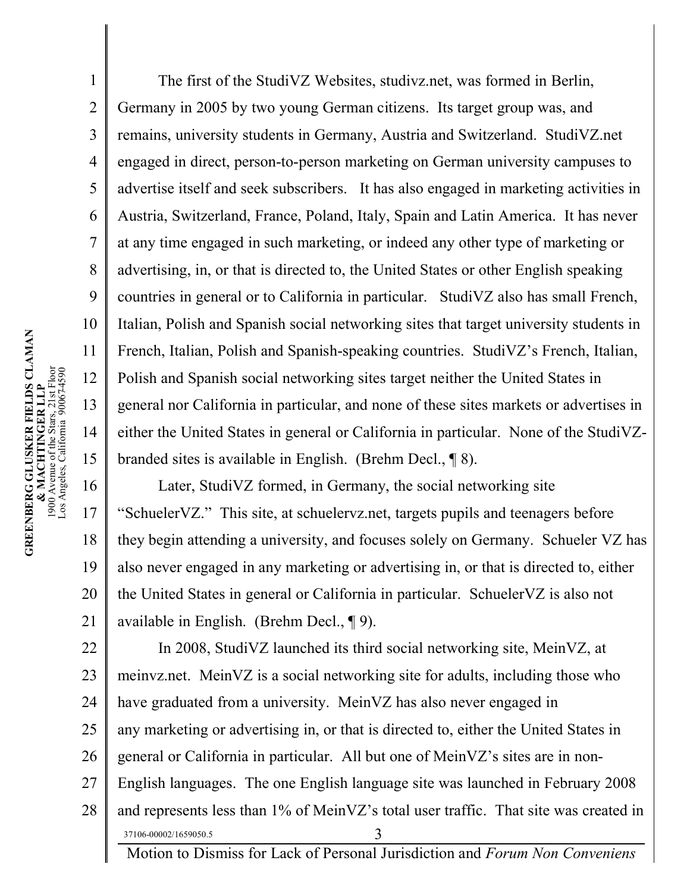The first of the StudiVZ Websites, studivz.net, was formed in Berlin, Germany in 2005 by two young German citizens. Its target group was, and remains, university students in Germany, Austria and Switzerland. StudiVZ.net engaged in direct, person-to-person marketing on German university campuses to advertise itself and seek subscribers. It has also engaged in marketing activities in Austria, Switzerland, France, Poland, Italy, Spain and Latin America. It has never at any time engaged in such marketing, or indeed any other type of marketing or advertising, in, or that is directed to, the United States or other English speaking countries in general or to California in particular. StudiVZ also has small French, Italian, Polish and Spanish social networking sites that target university students in French, Italian, Polish and Spanish-speaking countries. StudiVZ's French, Italian, Polish and Spanish social networking sites target neither the United States in general nor California in particular, and none of these sites markets or advertises in either the United States in general or California in particular. None of the StudiVZ-branded sites is available in English. (Brehm Decl., ¶ 8).

Later, StudiVZ formed, in Germany, the social networking site "SchuelerVZ." This site, at schuelervz.net, targets pupils and teenagers before they begin attending a university, and focuses solely on Germany. Schueler VZ has also never engaged in any marketing or advertising in, or that is directed to, either the United States in general or California in particular. SchuelerVZ is also not available in English. (Brehm Decl., ¶ 9).

In 2008, StudiVZ launched its third social networking site, MeinVZ, at meinvz.net. MeinVZ is a social networking site for adults, including those who have graduated from a university. MeinVZ has also never engaged in any marketing or advertising in, or that is directed to, either the United States in general or California in particular. All but one of MeinVZ's sites are in non-English languages. The one English language site was launched in February 2008 and represents less than 1% of MeinVZ's total user traffic. That site was created in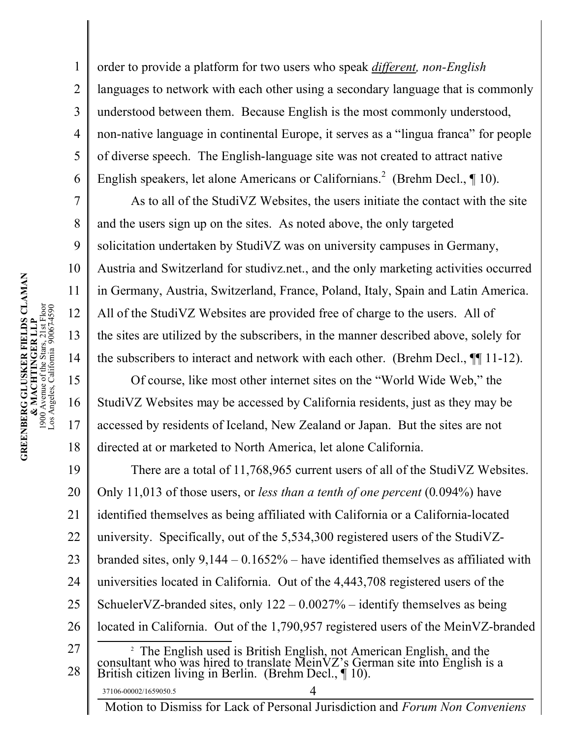order to provide a platform for two users who speak ***different**, non-English* languages to network with each other using a secondary language that is commonly understood between them. Because English is the most commonly understood, non-native language in continental Europe, it serves as a "lingua franca" for people of diverse speech. The English-language site was not created to attract native English speakers, let alone Americans or Californians.[2] (Brehm Decl., ¶ 10).

As to all of the StudiVZ Websites, the users initiate the contact with the site and the users sign up on the sites. As noted above, the only targeted solicitation undertaken by StudiVZ was on university campuses in Germany, Austria and Switzerland for studivz.net., and the only marketing activities occurred in Germany, Austria, Switzerland, France, Poland, Italy, Spain and Latin America. All of the StudiVZ Websites are provided free of charge to the users. All of the sites are utilized by the subscribers, in the manner described above, solely for the subscribers to interact and network with each other. (Brehm Decl., ¶¶ 11-12).

Of course, like most other internet sites on the "World Wide Web," the StudiVZ Websites may be accessed by California residents, just as they may be accessed by residents of Iceland, New Zealand or Japan. But the sites are not directed at or marketed to North America, let alone California.

There are a total of 11,768,965 current users of all of the StudiVZ Websites. Only 11,013 of those users, or *less than a tenth of one percent* (0.094%) have identified themselves as being affiliated with California or a California-located university. Specifically, out of the 5,534,300 registered users of the StudiVZ-branded sites, only 9,144 – 0.1652% – have identified themselves as affiliated with universities located in California. Out of the 4,443,708 registered users of the SchuelerVZ-branded sites, only 122 – 0.0027% – identify themselves as being located in California. Out of the 1,790,957 registered users of the MeinVZ-branded

[2] The English used is British English, not American English, and the consultant who was hired to translate MeinVZ's German site into English is a British citizen living in Berlin. (Brehm Decl., ¶ 10).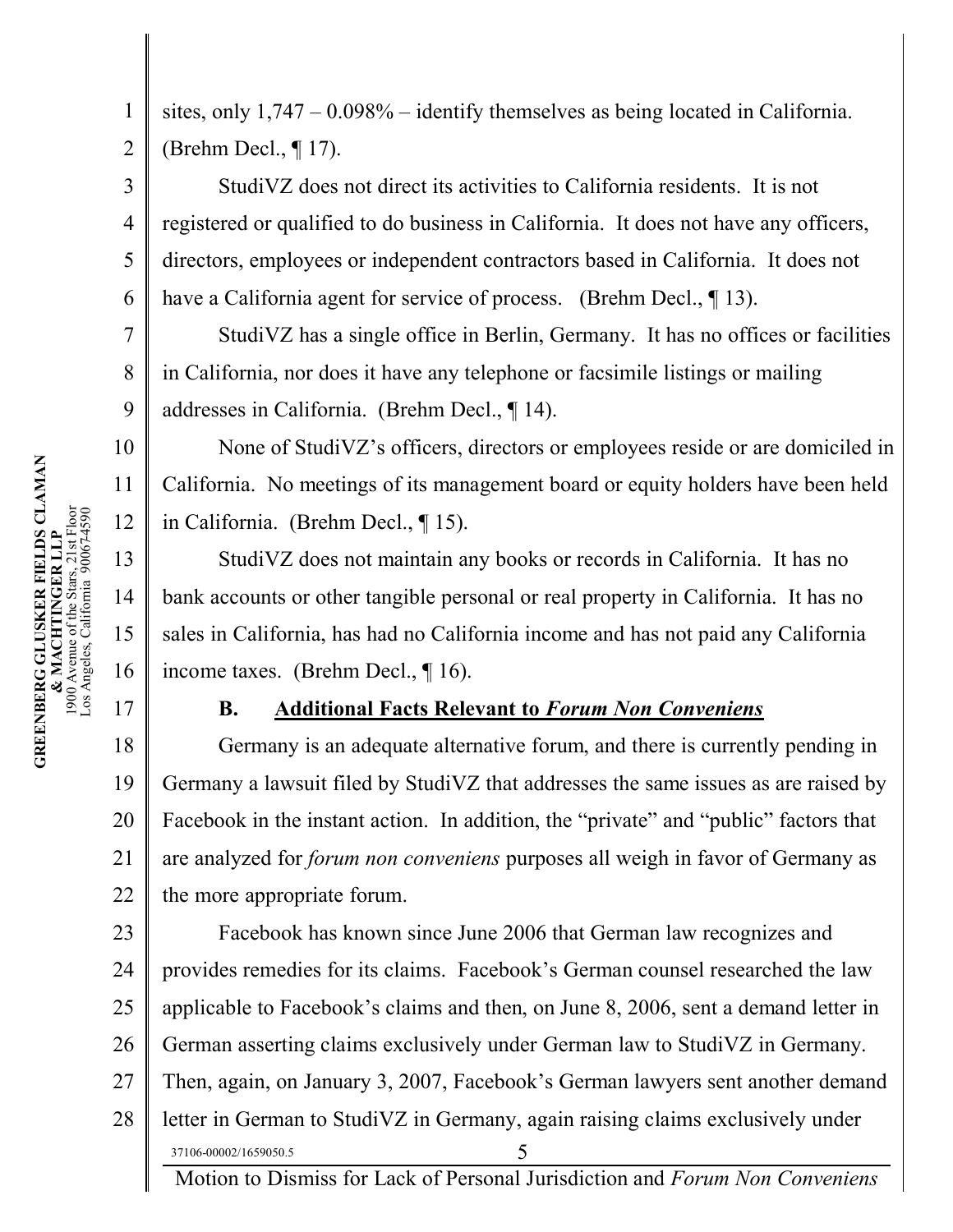sites, only 1,747 – 0.098% – identify themselves as being located in California. (Brehm Decl., ¶ 17).

StudiVZ does not direct its activities to California residents. It is not registered or qualified to do business in California. It does not have any officers, directors, employees or independent contractors based in California. It does not have a California agent for service of process. (Brehm Decl., ¶ 13).

StudiVZ has a single office in Berlin, Germany. It has no offices or facilities in California, nor does it have any telephone or facsimile listings or mailing addresses in California. (Brehm Decl., ¶ 14).

None of StudiVZ's officers, directors or employees reside or are domiciled in California. No meetings of its management board or equity holders have been held in California. (Brehm Decl., ¶ 15).

StudiVZ does not maintain any books or records in California. It has no bank accounts or other tangible personal or real property in California. It has no sales in California, has had no California income and has not paid any California income taxes. (Brehm Decl., ¶ 16).

**B. Additional Facts Relevant to *Forum Non Conveniens***

Germany is an adequate alternative forum, and there is currently pending in Germany a lawsuit filed by StudiVZ that addresses the same issues as are raised by Facebook in the instant action. In addition, the "private" and "public" factors that are analyzed for *forum non conveniens* purposes all weigh in favor of Germany as the more appropriate forum.

Facebook has known since June 2006 that German law recognizes and provides remedies for its claims. Facebook's German counsel researched the law applicable to Facebook's claims and then, on June 8, 2006, sent a demand letter in German asserting claims exclusively under German law to StudiVZ in Germany. Then, again, on January 3, 2007, Facebook's German lawyers sent another demand letter in German to StudiVZ in Germany, again raising claims exclusively under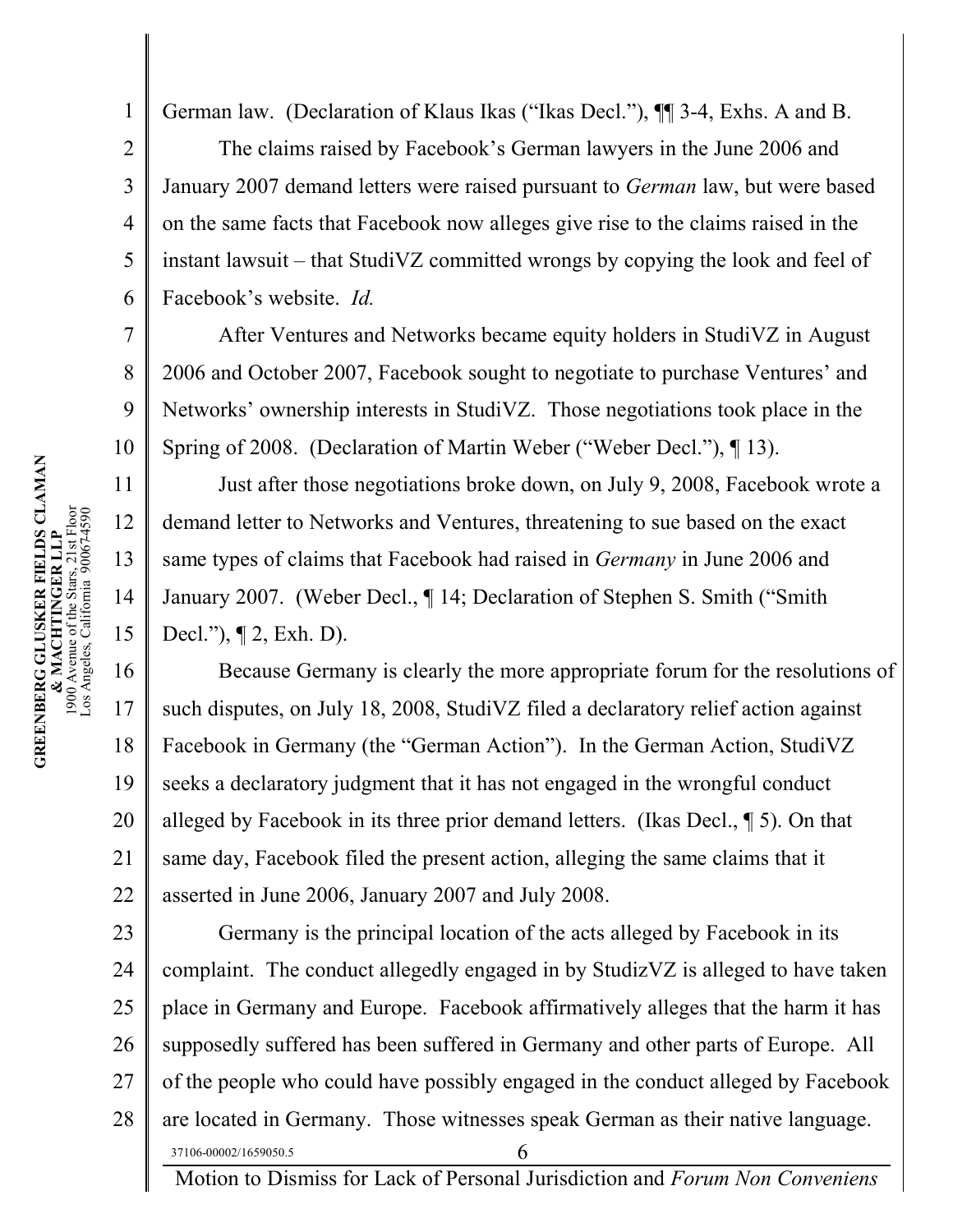German law. (Declaration of Klaus Ikas ("Ikas Decl."), ¶¶ 3-4, Exhs. A and B.

The claims raised by Facebook's German lawyers in the June 2006 and January 2007 demand letters were raised pursuant to *German* law, but were based on the same facts that Facebook now alleges give rise to the claims raised in the instant lawsuit – that StudiVZ committed wrongs by copying the look and feel of Facebook's website. *Id.*

After Ventures and Networks became equity holders in StudiVZ in August 2006 and October 2007, Facebook sought to negotiate to purchase Ventures' and Networks' ownership interests in StudiVZ. Those negotiations took place in the Spring of 2008. (Declaration of Martin Weber ("Weber Decl."), ¶ 13).

Just after those negotiations broke down, on July 9, 2008, Facebook wrote a demand letter to Networks and Ventures, threatening to sue based on the exact same types of claims that Facebook had raised in *Germany* in June 2006 and January 2007. (Weber Decl., ¶ 14; Declaration of Stephen S. Smith ("Smith Decl."), ¶ 2, Exh. D).

Because Germany is clearly the more appropriate forum for the resolutions of such disputes, on July 18, 2008, StudiVZ filed a declaratory relief action against Facebook in Germany (the "German Action"). In the German Action, StudiVZ seeks a declaratory judgment that it has not engaged in the wrongful conduct alleged by Facebook in its three prior demand letters. (Ikas Decl., ¶ 5). On that same day, Facebook filed the present action, alleging the same claims that it asserted in June 2006, January 2007 and July 2008.

Germany is the principal location of the acts alleged by Facebook in its complaint. The conduct allegedly engaged in by StudizVZ is alleged to have taken place in Germany and Europe. Facebook affirmatively alleges that the harm it has supposedly suffered has been suffered in Germany and other parts of Europe. All of the people who could have possibly engaged in the conduct alleged by Facebook are located in Germany. Those witnesses speak German as their native language.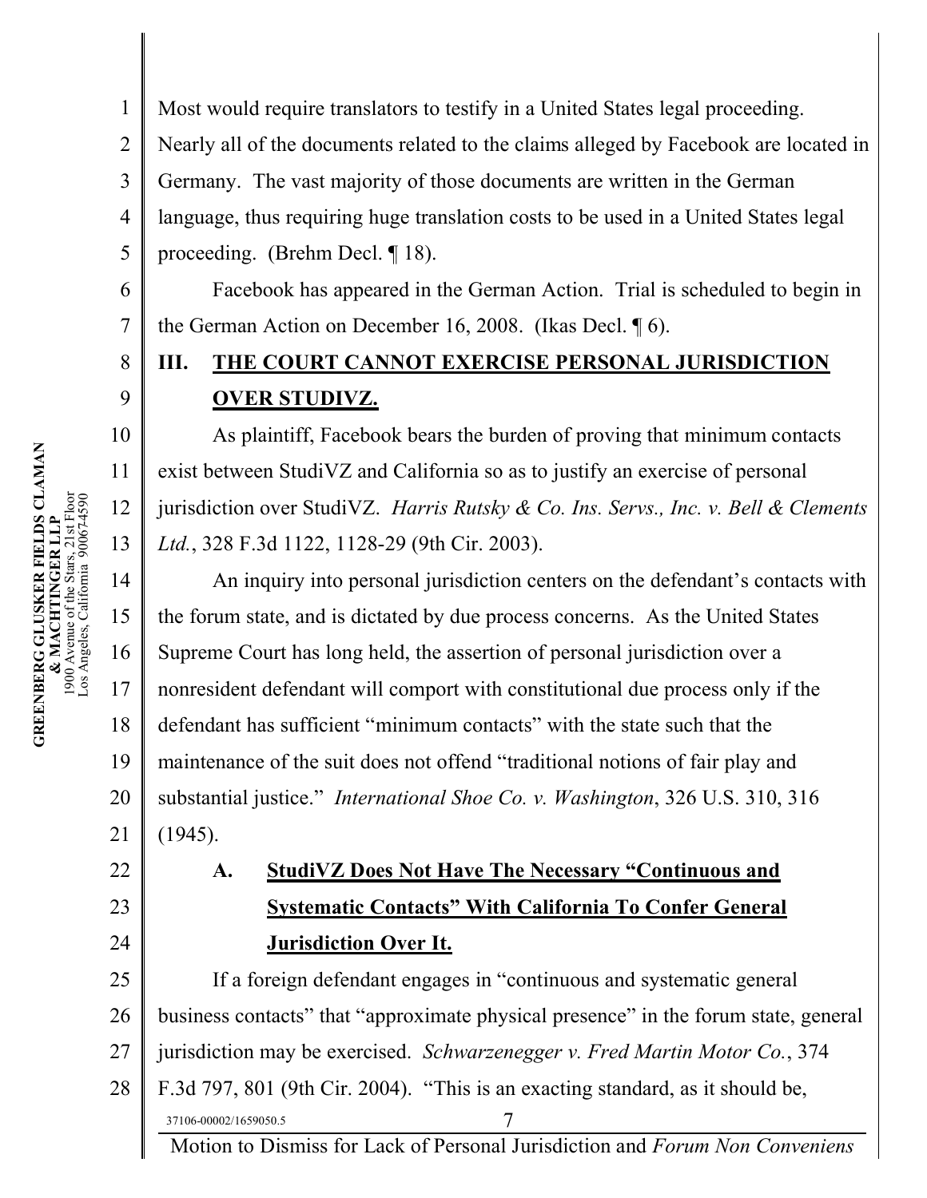Most would require translators to testify in a United States legal proceeding. Nearly all of the documents related to the claims alleged by Facebook are located in Germany. The vast majority of those documents are written in the German language, thus requiring huge translation costs to be used in a United States legal proceeding. (Brehm Decl. ¶ 18).

Facebook has appeared in the German Action. Trial is scheduled to begin in the German Action on December 16, 2008. (Ikas Decl. ¶ 6).

## III. THE COURT CANNOT EXERCISE PERSONAL JURISDICTION OVER STUDIVZ.

As plaintiff, Facebook bears the burden of proving that minimum contacts exist between StudiVZ and California so as to justify an exercise of personal jurisdiction over StudiVZ. *Harris Rutsky & Co. Ins. Servs., Inc. v. Bell & Clements Ltd.*, 328 F.3d 1122, 1128-29 (9th Cir. 2003).

An inquiry into personal jurisdiction centers on the defendant's contacts with the forum state, and is dictated by due process concerns. As the United States Supreme Court has long held, the assertion of personal jurisdiction over a nonresident defendant will comport with constitutional due process only if the defendant has sufficient "minimum contacts" with the state such that the maintenance of the suit does not offend "traditional notions of fair play and substantial justice." *International Shoe Co. v. Washington*, 326 U.S. 310, 316 (1945).

### A. StudiVZ Does Not Have The Necessary "Continuous and Systematic Contacts" With California To Confer General Jurisdiction Over It.

If a foreign defendant engages in "continuous and systematic general business contacts" that "approximate physical presence" in the forum state, general jurisdiction may be exercised. *Schwarzenegger v. Fred Martin Motor Co.*, 374 F.3d 797, 801 (9th Cir. 2004). "This is an exacting standard, as it should be,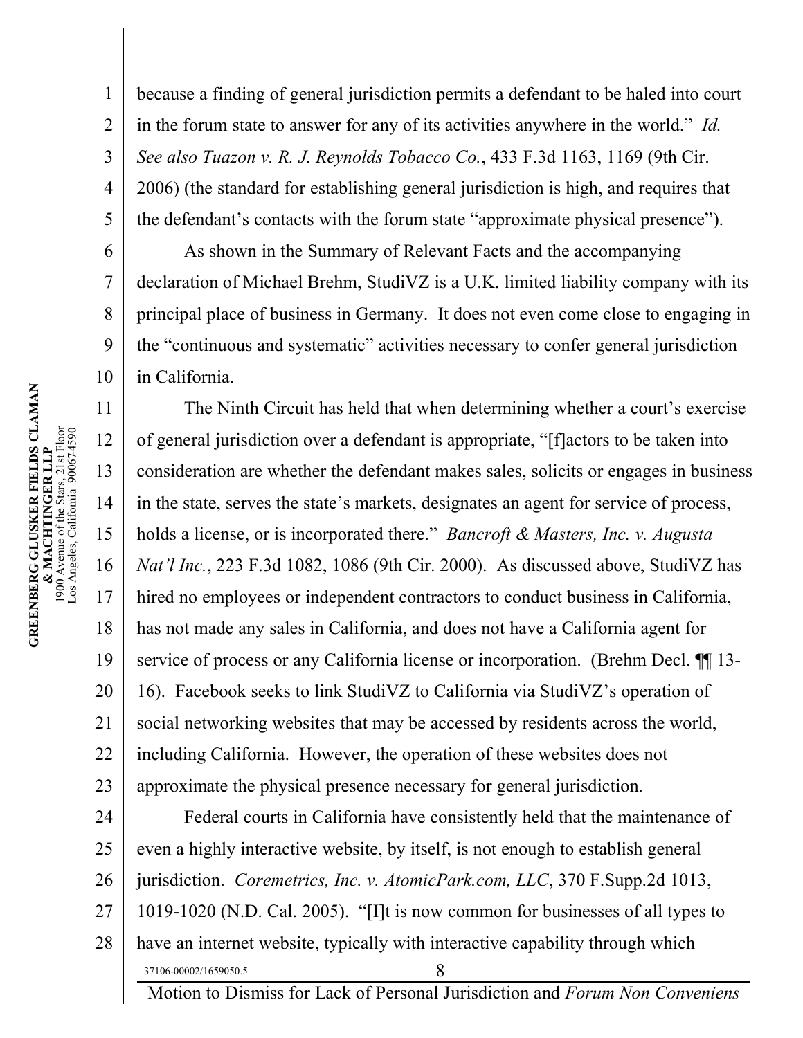because a finding of general jurisdiction permits a defendant to be haled into court in the forum state to answer for any of its activities anywhere in the world." *Id. See also Tuazon v. R. J. Reynolds Tobacco Co.*, 433 F.3d 1163, 1169 (9th Cir. 2006) (the standard for establishing general jurisdiction is high, and requires that the defendant's contacts with the forum state "approximate physical presence").

As shown in the Summary of Relevant Facts and the accompanying declaration of Michael Brehm, StudiVZ is a U.K. limited liability company with its principal place of business in Germany. It does not even come close to engaging in the "continuous and systematic" activities necessary to confer general jurisdiction in California.

The Ninth Circuit has held that when determining whether a court's exercise of general jurisdiction over a defendant is appropriate, "[f]actors to be taken into consideration are whether the defendant makes sales, solicits or engages in business in the state, serves the state's markets, designates an agent for service of process, holds a license, or is incorporated there." *Bancroft & Masters, Inc. v. Augusta Nat'l Inc.*, 223 F.3d 1082, 1086 (9th Cir. 2000). As discussed above, StudiVZ has hired no employees or independent contractors to conduct business in California, has not made any sales in California, and does not have a California agent for service of process or any California license or incorporation. (Brehm Decl. ¶¶ 13-16). Facebook seeks to link StudiVZ to California via StudiVZ's operation of social networking websites that may be accessed by residents across the world, including California. However, the operation of these websites does not approximate the physical presence necessary for general jurisdiction.

Federal courts in California have consistently held that the maintenance of even a highly interactive website, by itself, is not enough to establish general jurisdiction. *Coremetrics, Inc. v. AtomicPark.com, LLC*, 370 F.Supp.2d 1013, 1019-1020 (N.D. Cal. 2005). "[I]t is now common for businesses of all types to have an internet website, typically with interactive capability through which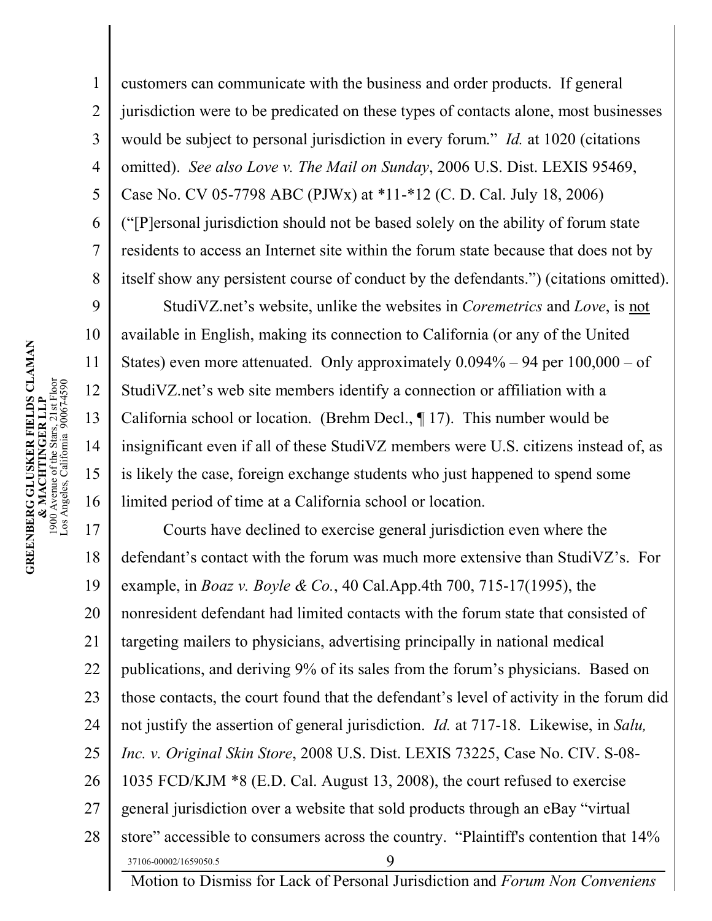customers can communicate with the business and order products. If general jurisdiction were to be predicated on these types of contacts alone, most businesses would be subject to personal jurisdiction in every forum." *Id.* at 1020 (citations omitted). *See also Love v. The Mail on Sunday*, 2006 U.S. Dist. LEXIS 95469, Case No. CV 05-7798 ABC (PJWx) at *11-*12 (C. D. Cal. July 18, 2006) ("[P]ersonal jurisdiction should not be based solely on the ability of forum state residents to access an Internet site within the forum state because that does not by itself show any persistent course of conduct by the defendants.") (citations omitted).

StudiVZ.net's website, unlike the websites in *Coremetrics* and *Love*, is not available in English, making its connection to California (or any of the United States) even more attenuated. Only approximately 0.094% – 94 per 100,000 – of StudiVZ.net's web site members identify a connection or affiliation with a California school or location. (Brehm Decl., ¶ 17). This number would be insignificant even if all of these StudiVZ members were U.S. citizens instead of, as is likely the case, foreign exchange students who just happened to spend some limited period of time at a California school or location.

Courts have declined to exercise general jurisdiction even where the defendant's contact with the forum was much more extensive than StudiVZ's. For example, in *Boaz v. Boyle & Co.*, 40 Cal.App.4th 700, 715-17(1995), the nonresident defendant had limited contacts with the forum state that consisted of targeting mailers to physicians, advertising principally in national medical publications, and deriving 9% of its sales from the forum's physicians. Based on those contacts, the court found that the defendant's level of activity in the forum did not justify the assertion of general jurisdiction. *Id.* at 717-18. Likewise, in *Salu, Inc. v. Original Skin Store*, 2008 U.S. Dist. LEXIS 73225, Case No. CIV. S-08-1035 FCD/KJM *8 (E.D. Cal. August 13, 2008), the court refused to exercise general jurisdiction over a website that sold products through an eBay "virtual store" accessible to consumers across the country. "Plaintiff's contention that 14%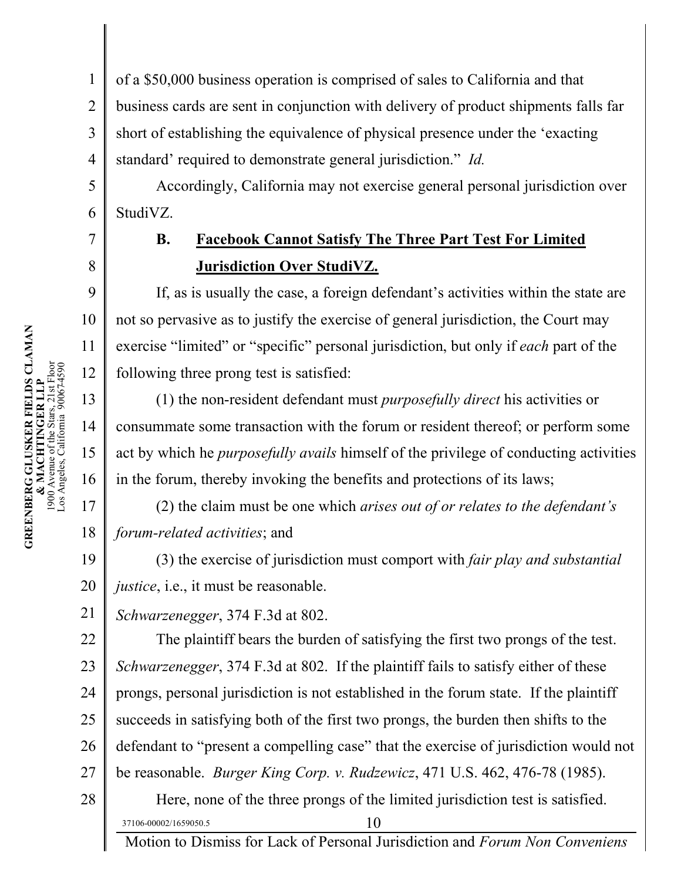of a $50,000 business operation is comprised of sales to California and that business cards are sent in conjunction with delivery of product shipments falls far short of establishing the equivalence of physical presence under the 'exacting standard' required to demonstrate general jurisdiction." *Id.*

Accordingly, California may not exercise general personal jurisdiction over StudiVZ.

## B. Facebook Cannot Satisfy The Three Part Test For Limited Jurisdiction Over StudiVZ.

If, as is usually the case, a foreign defendant's activities within the state are not so pervasive as to justify the exercise of general jurisdiction, the Court may exercise "limited" or "specific" personal jurisdiction, but only if *each* part of the following three prong test is satisfied:

(1) the non-resident defendant must *purposefully direct* his activities or consummate some transaction with the forum or resident thereof; or perform some act by which he *purposefully avails* himself of the privilege of conducting activities in the forum, thereby invoking the benefits and protections of its laws;

(2) the claim must be one which *arises out of or relates to the defendant's forum-related activities*; and

(3) the exercise of jurisdiction must comport with *fair play and substantial justice*, i.e., it must be reasonable.

*Schwarzenegger*, 374 F.3d at 802.

The plaintiff bears the burden of satisfying the first two prongs of the test. *Schwarzenegger*, 374 F.3d at 802. If the plaintiff fails to satisfy either of these prongs, personal jurisdiction is not established in the forum state. If the plaintiff succeeds in satisfying both of the first two prongs, the burden then shifts to the defendant to "present a compelling case" that the exercise of jurisdiction would not be reasonable. *Burger King Corp. v. Rudzewicz*, 471 U.S. 462, 476-78 (1985).

Here, none of the three prongs of the limited jurisdiction test is satisfied.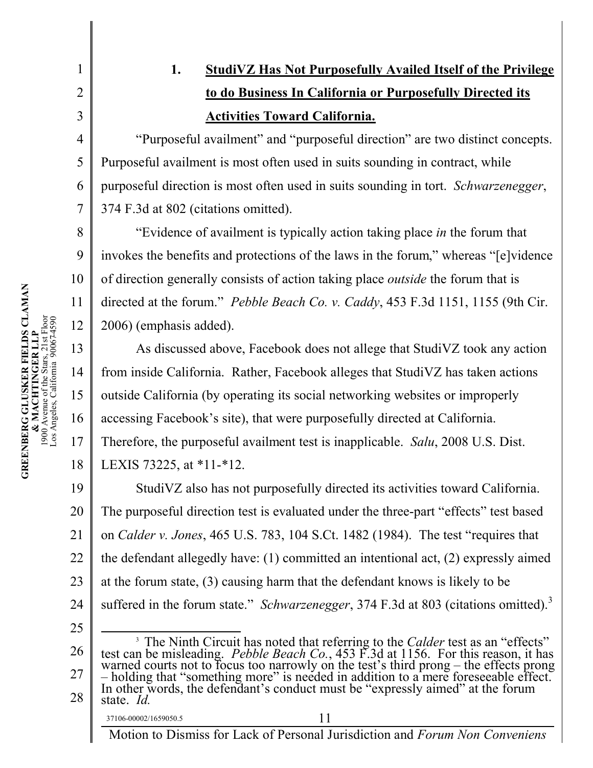### 1. StudiVZ Has Not Purposefully Availed Itself of the Privilege to do Business In California or Purposefully Directed its Activities Toward California.

"Purposeful availment" and "purposeful direction" are two distinct concepts. Purposeful availment is most often used in suits sounding in contract, while purposeful direction is most often used in suits sounding in tort. *Schwarzenegger*, 374 F.3d at 802 (citations omitted).

"Evidence of availment is typically action taking place *in* the forum that invokes the benefits and protections of the laws in the forum," whereas "[e]vidence of direction generally consists of action taking place *outside* the forum that is directed at the forum." *Pebble Beach Co. v. Caddy*, 453 F.3d 1151, 1155 (9th Cir. 2006) (emphasis added).

As discussed above, Facebook does not allege that StudiVZ took any action from inside California. Rather, Facebook alleges that StudiVZ has taken actions outside California (by operating its social networking websites or improperly accessing Facebook's site), that were purposefully directed at California. Therefore, the purposeful availment test is inapplicable. *Salu*, 2008 U.S. Dist. LEXIS 73225, at *11-*12.

StudiVZ also has not purposefully directed its activities toward California. The purposeful direction test is evaluated under the three-part "effects" test based on *Calder v. Jones*, 465 U.S. 783, 104 S.Ct. 1482 (1984). The test "requires that the defendant allegedly have: (1) committed an intentional act, (2) expressly aimed at the forum state, (3) causing harm that the defendant knows is likely to be suffered in the forum state." *Schwarzenegger*, 374 F.3d at 803 (citations omitted).[3]

[3] The Ninth Circuit has noted that referring to the *Calder* test as an "effects" test can be misleading. *Pebble Beach Co.*, 453 F.3d at 1156. For this reason, it has warned courts not to focus too narrowly on the test's third prong – the effects prong – holding that "something more" is needed in addition to a mere foreseeable effect. In other words, the defendant's conduct must be "expressly aimed" at the forum state. *Id.*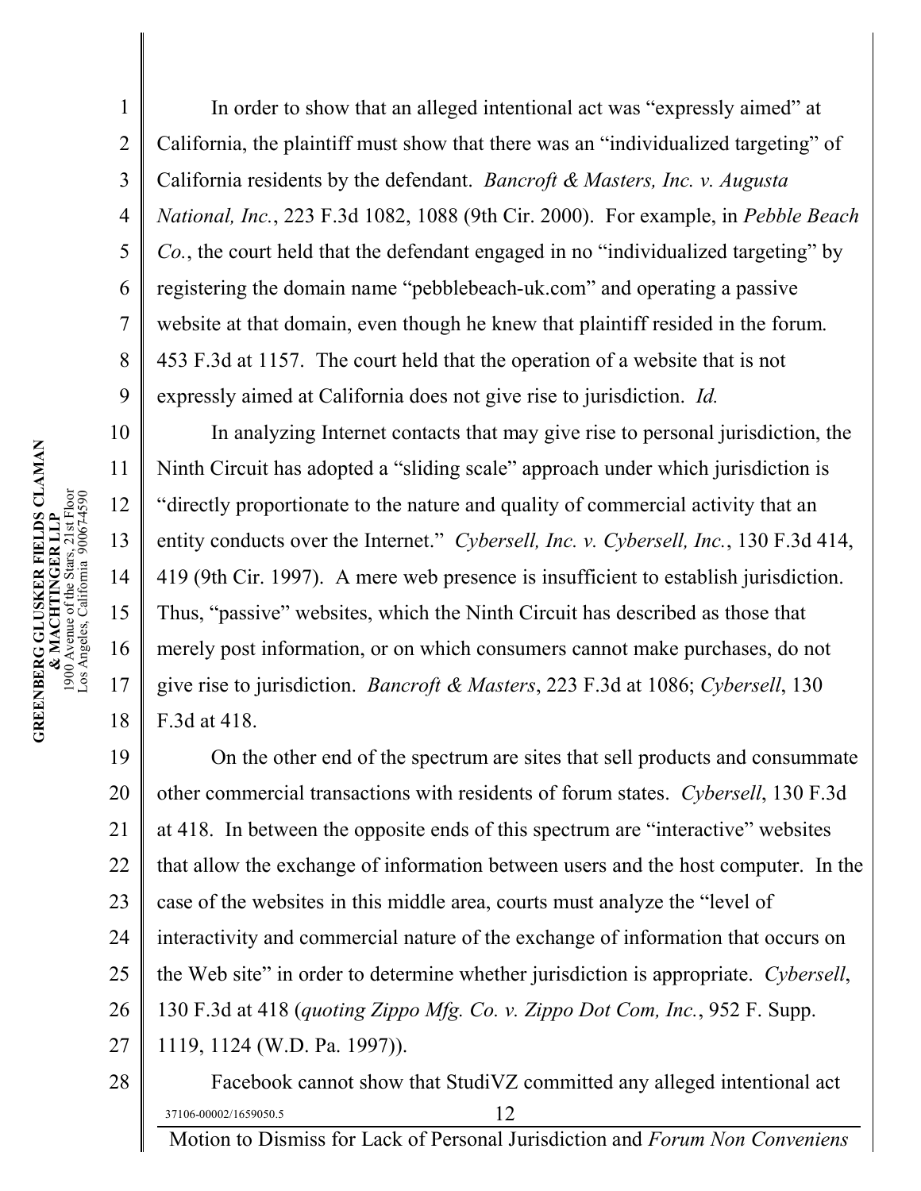In order to show that an alleged intentional act was "expressly aimed" at California, the plaintiff must show that there was an "individualized targeting" of California residents by the defendant. *Bancroft & Masters, Inc. v. Augusta National, Inc.*, 223 F.3d 1082, 1088 (9th Cir. 2000). For example, in *Pebble Beach Co.*, the court held that the defendant engaged in no "individualized targeting" by registering the domain name "pebblebeach-uk.com" and operating a passive website at that domain, even though he knew that plaintiff resided in the forum. 453 F.3d at 1157. The court held that the operation of a website that is not expressly aimed at California does not give rise to jurisdiction. *Id.*

In analyzing Internet contacts that may give rise to personal jurisdiction, the Ninth Circuit has adopted a "sliding scale" approach under which jurisdiction is "directly proportionate to the nature and quality of commercial activity that an entity conducts over the Internet." *Cybersell, Inc. v. Cybersell, Inc.*, 130 F.3d 414, 419 (9th Cir. 1997). A mere web presence is insufficient to establish jurisdiction. Thus, "passive" websites, which the Ninth Circuit has described as those that merely post information, or on which consumers cannot make purchases, do not give rise to jurisdiction. *Bancroft & Masters*, 223 F.3d at 1086; *Cybersell*, 130 F.3d at 418.

On the other end of the spectrum are sites that sell products and consummate other commercial transactions with residents of forum states. *Cybersell*, 130 F.3d at 418. In between the opposite ends of this spectrum are "interactive" websites that allow the exchange of information between users and the host computer. In the case of the websites in this middle area, courts must analyze the "level of interactivity and commercial nature of the exchange of information that occurs on the Web site" in order to determine whether jurisdiction is appropriate. *Cybersell*, 130 F.3d at 418 (*quoting Zippo Mfg. Co. v. Zippo Dot Com, Inc.*, 952 F. Supp. 1119, 1124 (W.D. Pa. 1997)).

Facebook cannot show that StudiVZ committed any alleged intentional act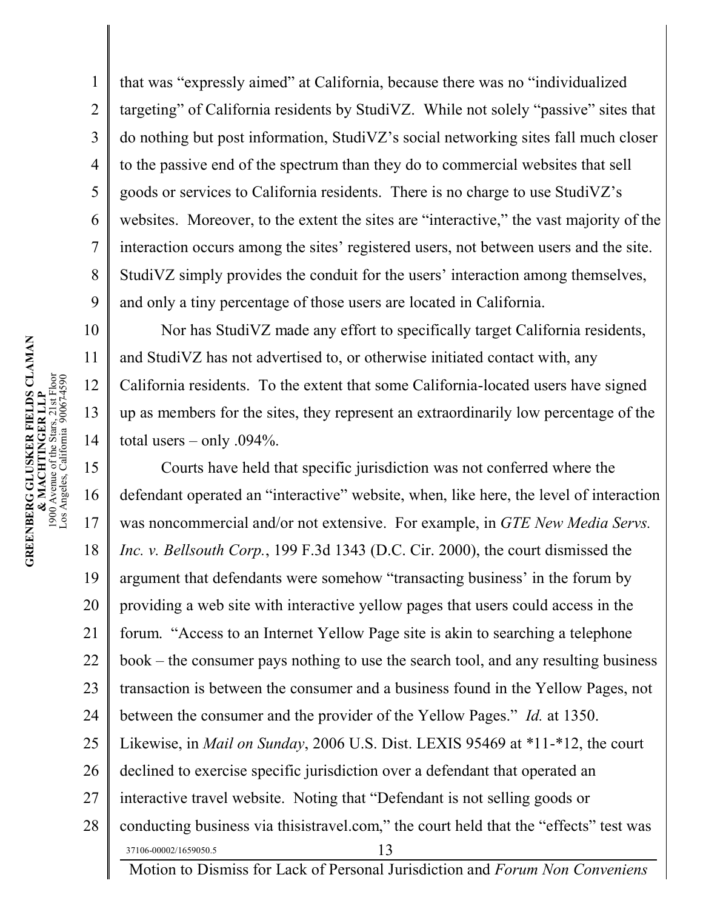that was "expressly aimed" at California, because there was no "individualized targeting" of California residents by StudiVZ. While not solely "passive" sites that do nothing but post information, StudiVZ's social networking sites fall much closer to the passive end of the spectrum than they do to commercial websites that sell goods or services to California residents. There is no charge to use StudiVZ's websites. Moreover, to the extent the sites are "interactive," the vast majority of the interaction occurs among the sites' registered users, not between users and the site. StudiVZ simply provides the conduit for the users' interaction among themselves, and only a tiny percentage of those users are located in California.

Nor has StudiVZ made any effort to specifically target California residents, and StudiVZ has not advertised to, or otherwise initiated contact with, any California residents. To the extent that some California-located users have signed up as members for the sites, they represent an extraordinarily low percentage of the total users – only .094%.

Courts have held that specific jurisdiction was not conferred where the defendant operated an "interactive" website, when, like here, the level of interaction was noncommercial and/or not extensive. For example, in *GTE New Media Servs. Inc. v. Bellsouth Corp.*, 199 F.3d 1343 (D.C. Cir. 2000), the court dismissed the argument that defendants were somehow "transacting business' in the forum by providing a web site with interactive yellow pages that users could access in the forum. "Access to an Internet Yellow Page site is akin to searching a telephone book – the consumer pays nothing to use the search tool, and any resulting business transaction is between the consumer and a business found in the Yellow Pages, not between the consumer and the provider of the Yellow Pages." *Id.* at 1350. Likewise, in *Mail on Sunday*, 2006 U.S. Dist. LEXIS 95469 at *11-*12, the court declined to exercise specific jurisdiction over a defendant that operated an interactive travel website. Noting that "Defendant is not selling goods or conducting business via thisistravel.com," the court held that the "effects" test was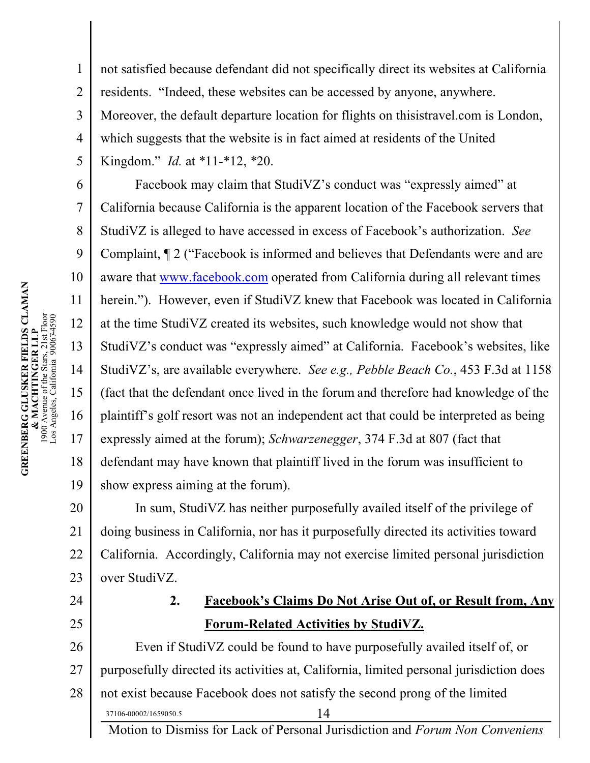not satisfied because defendant did not specifically direct its websites at California residents. "Indeed, these websites can be accessed by anyone, anywhere. Moreover, the default departure location for flights on thisistravel.com is London, which suggests that the website is in fact aimed at residents of the United Kingdom." *Id.* at *11-*12, *20.

Facebook may claim that StudiVZ's conduct was "expressly aimed" at California because California is the apparent location of the Facebook servers that StudiVZ is alleged to have accessed in excess of Facebook's authorization. *See* Complaint, ¶ 2 ("Facebook is informed and believes that Defendants were and are aware that www.facebook.com operated from California during all relevant times herein."). However, even if StudiVZ knew that Facebook was located in California at the time StudiVZ created its websites, such knowledge would not show that StudiVZ's conduct was "expressly aimed" at California. Facebook's websites, like StudiVZ's, are available everywhere. *See e.g., Pebble Beach Co.*, 453 F.3d at 1158 (fact that the defendant once lived in the forum and therefore had knowledge of the plaintiff's golf resort was not an independent act that could be interpreted as being expressly aimed at the forum); *Schwarzenegger*, 374 F.3d at 807 (fact that defendant may have known that plaintiff lived in the forum was insufficient to show express aiming at the forum).

In sum, StudiVZ has neither purposefully availed itself of the privilege of doing business in California, nor has it purposefully directed its activities toward California. Accordingly, California may not exercise limited personal jurisdiction over StudiVZ.

**2. Facebook's Claims Do Not Arise Out of, or Result from, Any Forum-Related Activities by StudiVZ.**

Even if StudiVZ could be found to have purposefully availed itself of, or purposefully directed its activities at, California, limited personal jurisdiction does not exist because Facebook does not satisfy the second prong of the limited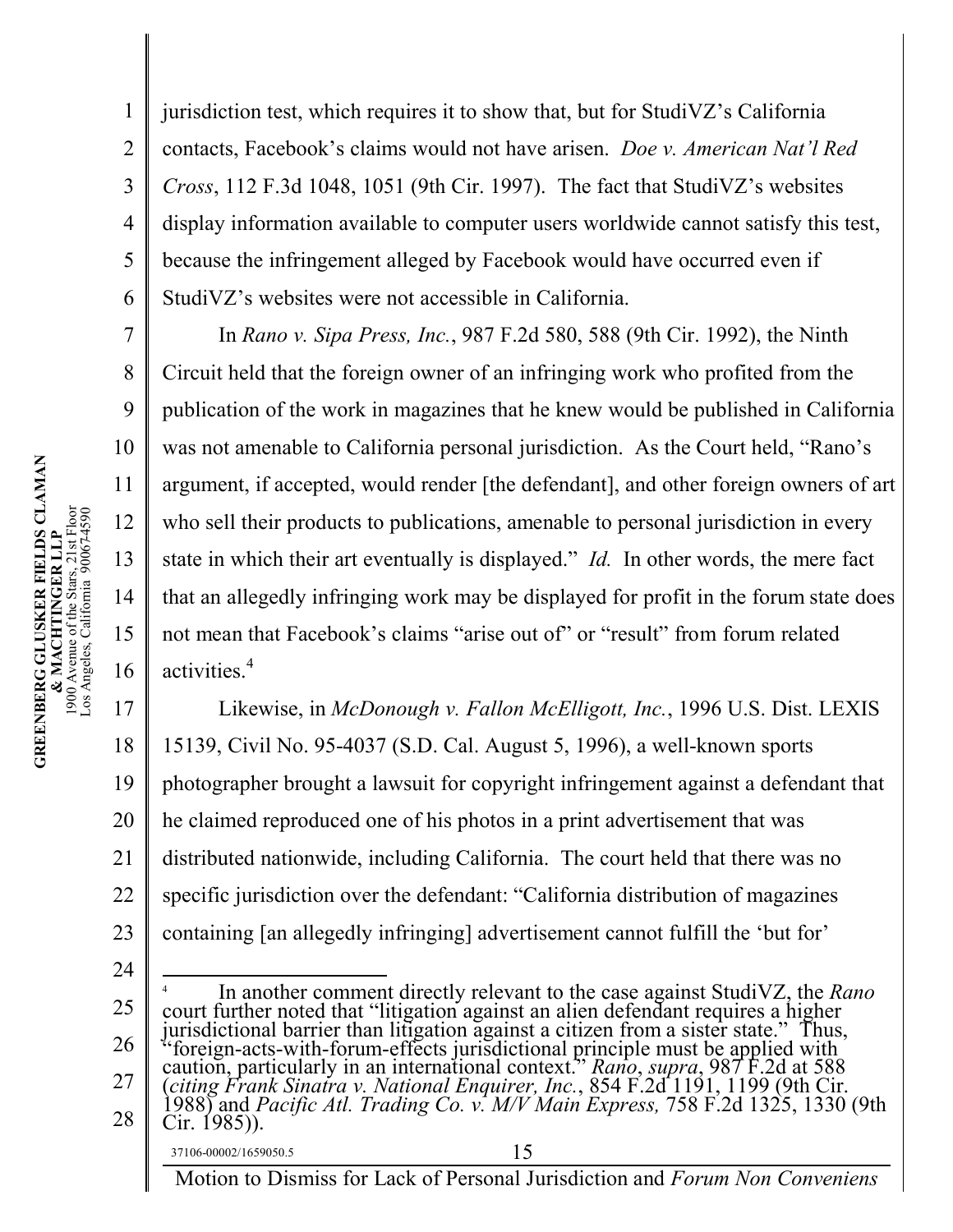jurisdiction test, which requires it to show that, but for StudiVZ's California contacts, Facebook's claims would not have arisen. *Doe v. American Nat'l Red Cross*, 112 F.3d 1048, 1051 (9th Cir. 1997). The fact that StudiVZ's websites display information available to computer users worldwide cannot satisfy this test, because the infringement alleged by Facebook would have occurred even if StudiVZ's websites were not accessible in California.

In *Rano v. Sipa Press, Inc.*, 987 F.2d 580, 588 (9th Cir. 1992), the Ninth Circuit held that the foreign owner of an infringing work who profited from the publication of the work in magazines that he knew would be published in California was not amenable to California personal jurisdiction. As the Court held, "Rano's argument, if accepted, would render [the defendant], and other foreign owners of art who sell their products to publications, amenable to personal jurisdiction in every state in which their art eventually is displayed." *Id.* In other words, the mere fact that an allegedly infringing work may be displayed for profit in the forum state does not mean that Facebook's claims "arise out of" or "result" from forum related activities.[4]

Likewise, in *McDonough v. Fallon McElligott, Inc.*, 1996 U.S. Dist. LEXIS 15139, Civil No. 95-4037 (S.D. Cal. August 5, 1996), a well-known sports photographer brought a lawsuit for copyright infringement against a defendant that he claimed reproduced one of his photos in a print advertisement that was distributed nationwide, including California. The court held that there was no specific jurisdiction over the defendant: "California distribution of magazines containing [an allegedly infringing] advertisement cannot fulfill the 'but for'

---

[4] In another comment directly relevant to the case against StudiVZ, the *Rano* court further noted that "litigation against an alien defendant requires a higher jurisdictional barrier than litigation against a citizen from a sister state." Thus, "foreign-acts-with-forum-effects jurisdictional principle must be applied with caution, particularly in an international context." *Rano*, *supra*, 987 F.2d at 588 (*citing Frank Sinatra v. National Enquirer, Inc.*, 854 F.2d 1191, 1199 (9th Cir. 1988) and *Pacific Atl. Trading Co. v. M/V Main Express,* 758 F.2d 1325, 1330 (9th Cir. 1985)).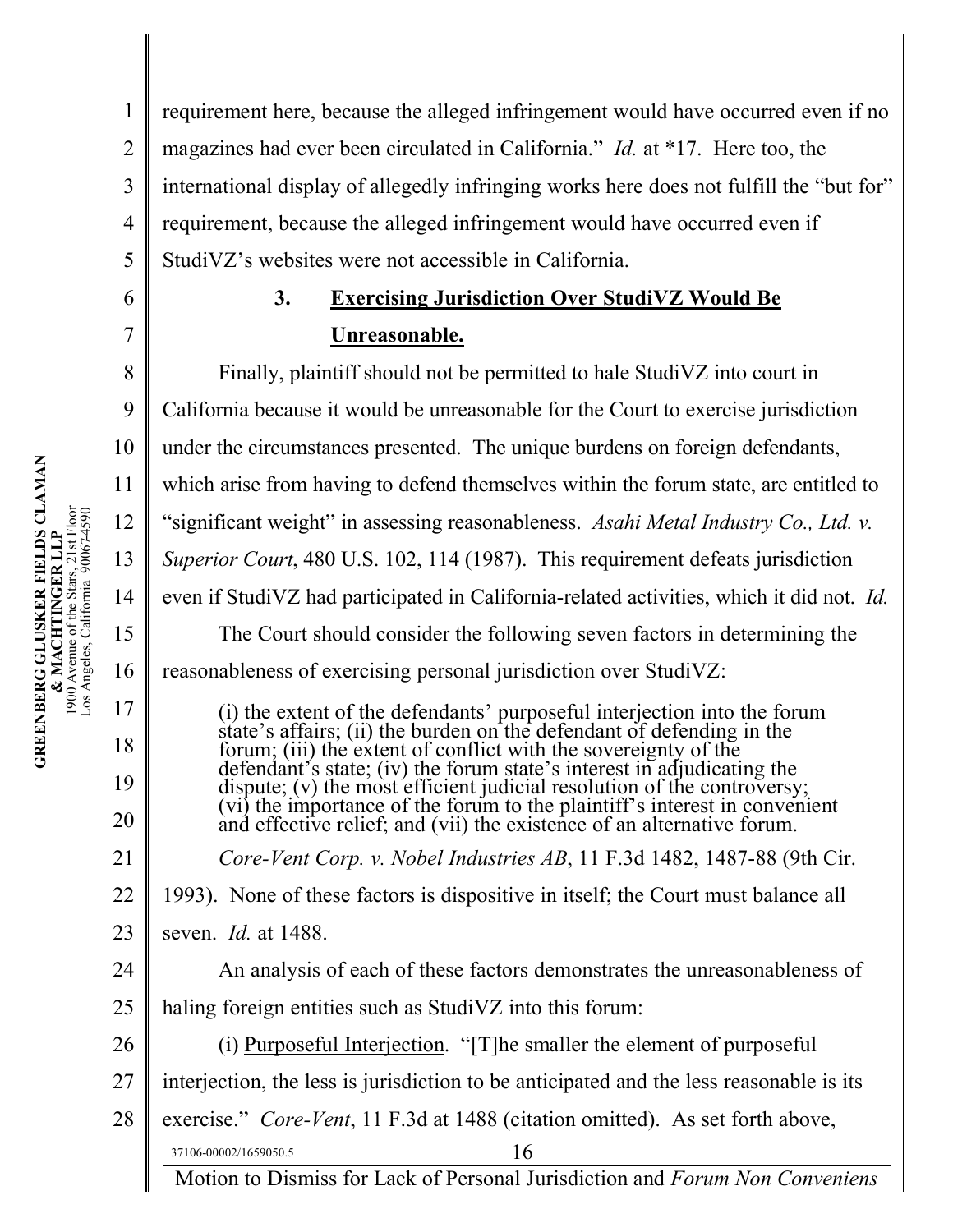requirement here, because the alleged infringement would have occurred even if no magazines had ever been circulated in California." *Id.* at *17. Here too, the international display of allegedly infringing works here does not fulfill the "but for" requirement, because the alleged infringement would have occurred even if StudiVZ's websites were not accessible in California.

### 3. Exercising Jurisdiction Over StudiVZ Would Be Unreasonable.

Finally, plaintiff should not be permitted to hale StudiVZ into court in California because it would be unreasonable for the Court to exercise jurisdiction under the circumstances presented. The unique burdens on foreign defendants, which arise from having to defend themselves within the forum state, are entitled to "significant weight" in assessing reasonableness. *Asahi Metal Industry Co., Ltd. v. Superior Court*, 480 U.S. 102, 114 (1987). This requirement defeats jurisdiction even if StudiVZ had participated in California-related activities, which it did not. *Id.*

The Court should consider the following seven factors in determining the reasonableness of exercising personal jurisdiction over StudiVZ:

> (i) the extent of the defendants' purposeful interjection into the forum state's affairs; (ii) the burden on the defendant of defending in the forum; (iii) the extent of conflict with the sovereignty of the defendant's state; (iv) the forum state's interest in adjudicating the dispute; (v) the most efficient judicial resolution of the controversy; (vi) the importance of the forum to the plaintiff's interest in convenient and effective relief; and (vii) the existence of an alternative forum.

*Core-Vent Corp. v. Nobel Industries AB*, 11 F.3d 1482, 1487-88 (9th Cir. 1993). None of these factors is dispositive in itself; the Court must balance all seven. *Id.* at 1488.

An analysis of each of these factors demonstrates the unreasonableness of haling foreign entities such as StudiVZ into this forum:

(i) Purposeful Interjection. "[T]he smaller the element of purposeful interjection, the less is jurisdiction to be anticipated and the less reasonable is its exercise." *Core-Vent*, 11 F.3d at 1488 (citation omitted). As set forth above,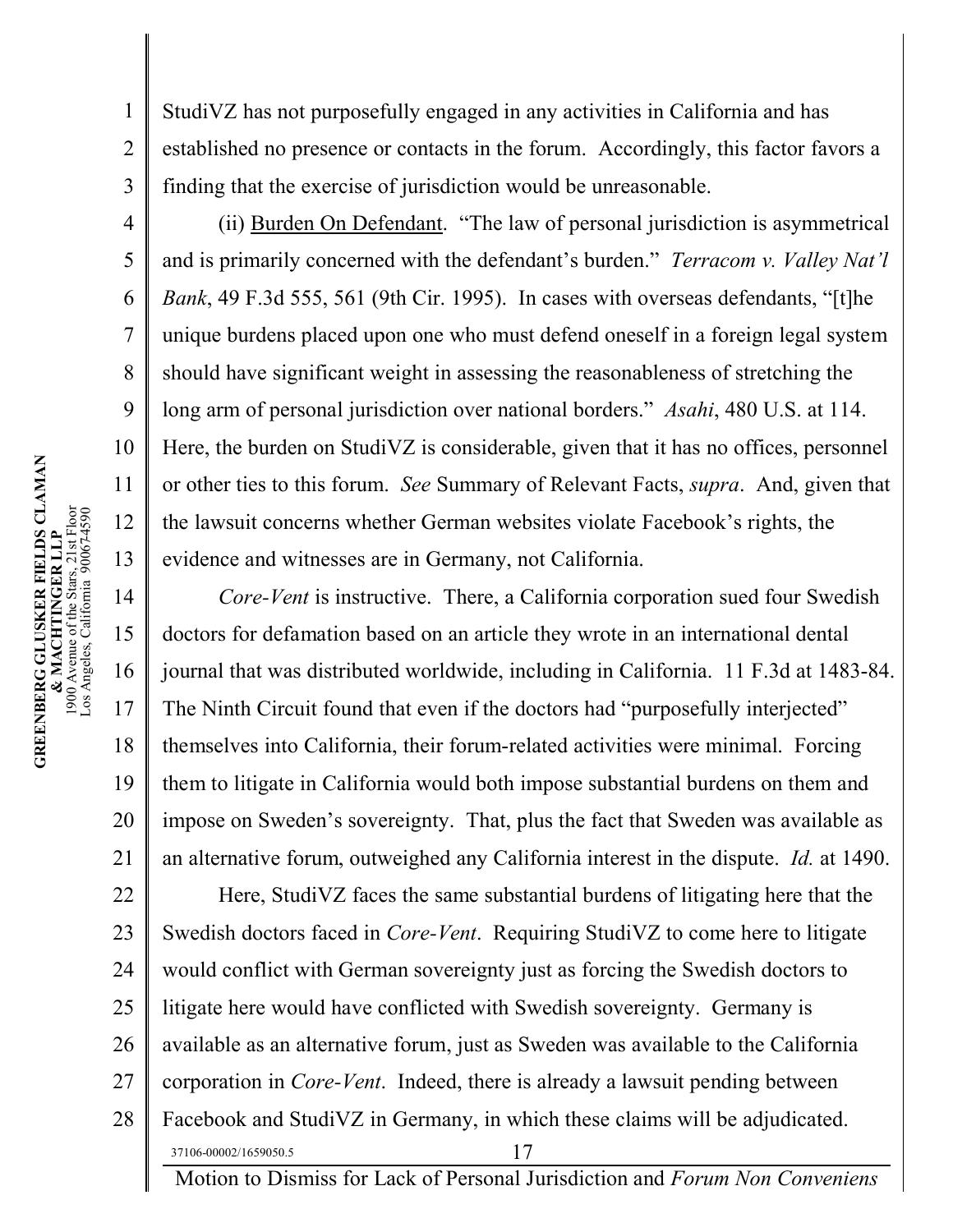StudiVZ has not purposefully engaged in any activities in California and has established no presence or contacts in the forum. Accordingly, this factor favors a finding that the exercise of jurisdiction would be unreasonable.

(ii) Burden On Defendant. "The law of personal jurisdiction is asymmetrical and is primarily concerned with the defendant's burden." *Terracom v. Valley Nat'l Bank*, 49 F.3d 555, 561 (9th Cir. 1995). In cases with overseas defendants, "[t]he unique burdens placed upon one who must defend oneself in a foreign legal system should have significant weight in assessing the reasonableness of stretching the long arm of personal jurisdiction over national borders." *Asahi*, 480 U.S. at 114. Here, the burden on StudiVZ is considerable, given that it has no offices, personnel or other ties to this forum. *See* Summary of Relevant Facts, *supra*. And, given that the lawsuit concerns whether German websites violate Facebook's rights, the evidence and witnesses are in Germany, not California.

*Core-Vent* is instructive. There, a California corporation sued four Swedish doctors for defamation based on an article they wrote in an international dental journal that was distributed worldwide, including in California. 11 F.3d at 1483-84. The Ninth Circuit found that even if the doctors had "purposefully interjected" themselves into California, their forum-related activities were minimal. Forcing them to litigate in California would both impose substantial burdens on them and impose on Sweden's sovereignty. That, plus the fact that Sweden was available as an alternative forum, outweighed any California interest in the dispute. *Id.* at 1490.

Here, StudiVZ faces the same substantial burdens of litigating here that the Swedish doctors faced in *Core-Vent*. Requiring StudiVZ to come here to litigate would conflict with German sovereignty just as forcing the Swedish doctors to litigate here would have conflicted with Swedish sovereignty. Germany is available as an alternative forum, just as Sweden was available to the California corporation in *Core-Vent*. Indeed, there is already a lawsuit pending between Facebook and StudiVZ in Germany, in which these claims will be adjudicated.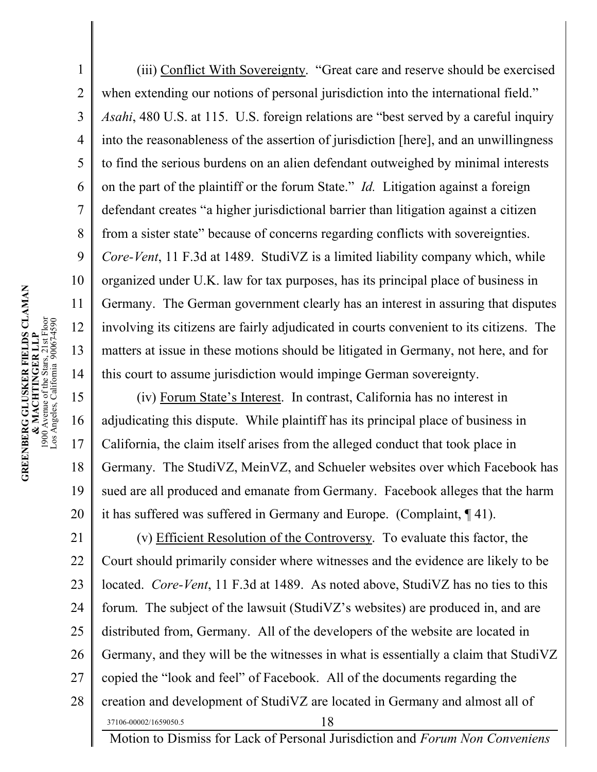(iii) Conflict With Sovereignty. "Great care and reserve should be exercised when extending our notions of personal jurisdiction into the international field." *Asahi*, 480 U.S. at 115. U.S. foreign relations are "best served by a careful inquiry into the reasonableness of the assertion of jurisdiction [here], and an unwillingness to find the serious burdens on an alien defendant outweighed by minimal interests on the part of the plaintiff or the forum State." *Id.* Litigation against a foreign defendant creates "a higher jurisdictional barrier than litigation against a citizen from a sister state" because of concerns regarding conflicts with sovereignties. *Core-Vent*, 11 F.3d at 1489. StudiVZ is a limited liability company which, while organized under U.K. law for tax purposes, has its principal place of business in Germany. The German government clearly has an interest in assuring that disputes involving its citizens are fairly adjudicated in courts convenient to its citizens. The matters at issue in these motions should be litigated in Germany, not here, and for this court to assume jurisdiction would impinge German sovereignty.

(iv) Forum State's Interest. In contrast, California has no interest in adjudicating this dispute. While plaintiff has its principal place of business in California, the claim itself arises from the alleged conduct that took place in Germany. The StudiVZ, MeinVZ, and Schueler websites over which Facebook has sued are all produced and emanate from Germany. Facebook alleges that the harm it has suffered was suffered in Germany and Europe. (Complaint, ¶ 41).

(v) Efficient Resolution of the Controversy. To evaluate this factor, the Court should primarily consider where witnesses and the evidence are likely to be located. *Core-Vent*, 11 F.3d at 1489. As noted above, StudiVZ has no ties to this forum. The subject of the lawsuit (StudiVZ's websites) are produced in, and are distributed from, Germany. All of the developers of the website are located in Germany, and they will be the witnesses in what is essentially a claim that StudiVZ copied the "look and feel" of Facebook. All of the documents regarding the creation and development of StudiVZ are located in Germany and almost all of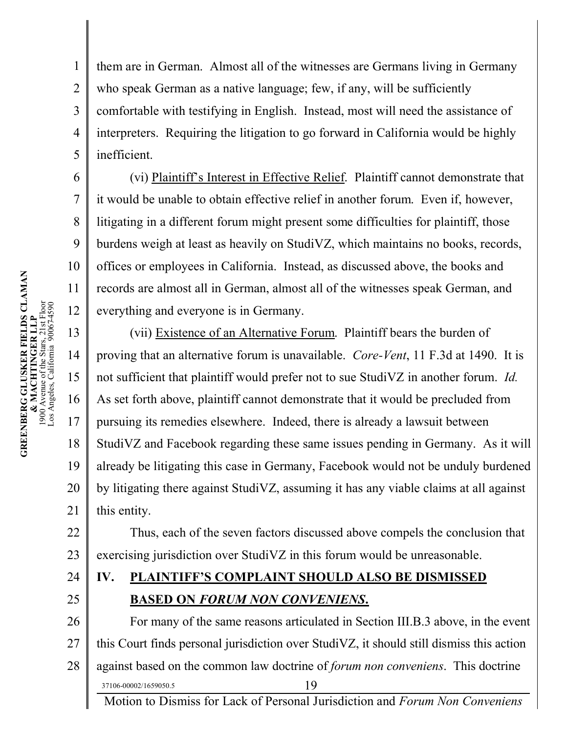them are in German. Almost all of the witnesses are Germans living in Germany who speak German as a native language; few, if any, will be sufficiently comfortable with testifying in English. Instead, most will need the assistance of interpreters. Requiring the litigation to go forward in California would be highly inefficient.

(vi) Plaintiff's Interest in Effective Relief. Plaintiff cannot demonstrate that it would be unable to obtain effective relief in another forum. Even if, however, litigating in a different forum might present some difficulties for plaintiff, those burdens weigh at least as heavily on StudiVZ, which maintains no books, records, offices or employees in California. Instead, as discussed above, the books and records are almost all in German, almost all of the witnesses speak German, and everything and everyone is in Germany.

(vii) Existence of an Alternative Forum. Plaintiff bears the burden of proving that an alternative forum is unavailable. *Core-Vent*, 11 F.3d at 1490. It is not sufficient that plaintiff would prefer not to sue StudiVZ in another forum. *Id.* As set forth above, plaintiff cannot demonstrate that it would be precluded from pursuing its remedies elsewhere. Indeed, there is already a lawsuit between StudiVZ and Facebook regarding these same issues pending in Germany. As it will already be litigating this case in Germany, Facebook would not be unduly burdened by litigating there against StudiVZ, assuming it has any viable claims at all against this entity.

Thus, each of the seven factors discussed above compels the conclusion that exercising jurisdiction over StudiVZ in this forum would be unreasonable.

## IV. PLAINTIFF'S COMPLAINT SHOULD ALSO BE DISMISSED BASED ON *FORUM NON CONVENIENS*.

For many of the same reasons articulated in Section III.B.3 above, in the event this Court finds personal jurisdiction over StudiVZ, it should still dismiss this action against based on the common law doctrine of *forum non conveniens*. This doctrine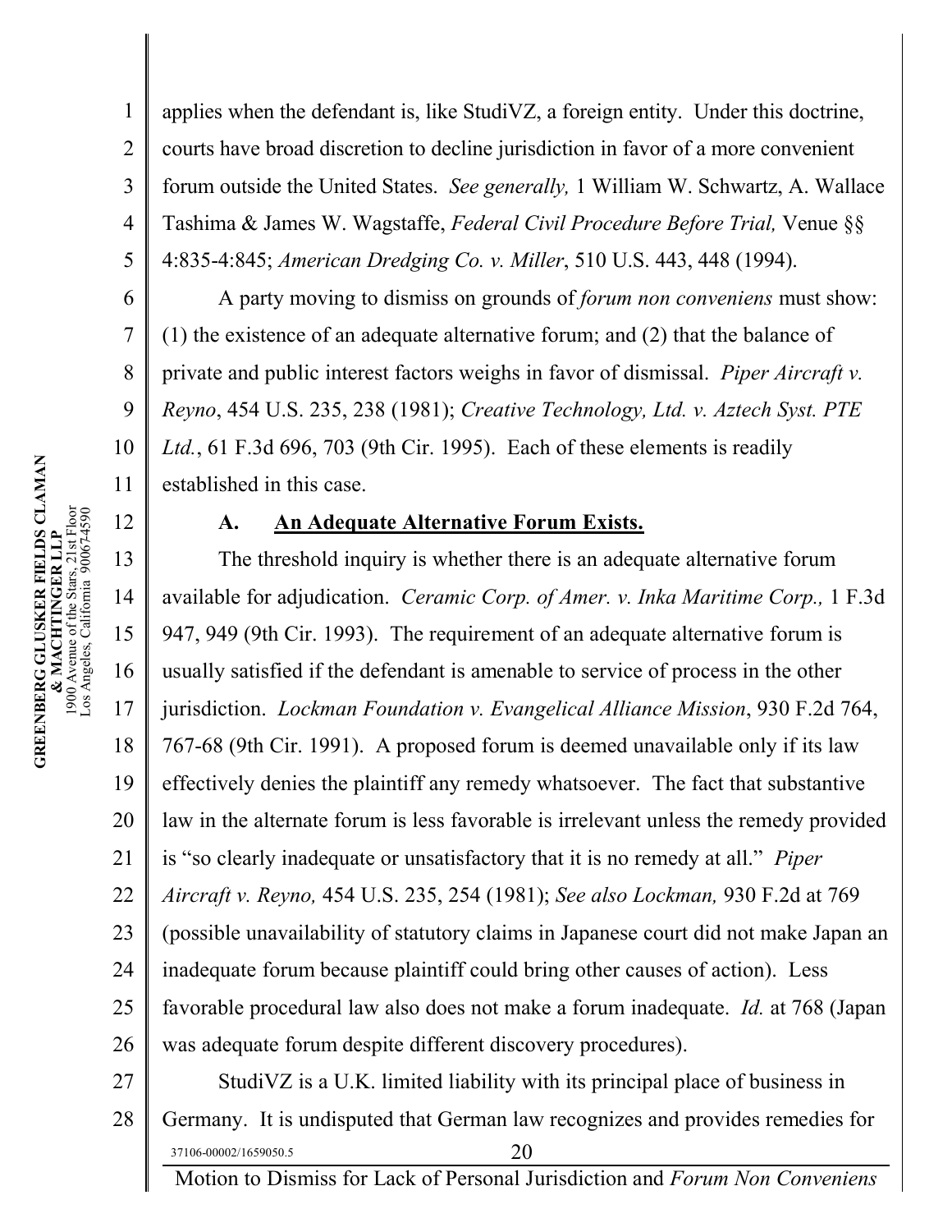applies when the defendant is, like StudiVZ, a foreign entity. Under this doctrine, courts have broad discretion to decline jurisdiction in favor of a more convenient forum outside the United States. *See generally,* 1 William W. Schwartz, A. Wallace Tashima & James W. Wagstaffe, *Federal Civil Procedure Before Trial,* Venue §§ 4:835-4:845; *American Dredging Co. v. Miller*, 510 U.S. 443, 448 (1994).

A party moving to dismiss on grounds of *forum non conveniens* must show: (1) the existence of an adequate alternative forum; and (2) that the balance of private and public interest factors weighs in favor of dismissal. *Piper Aircraft v. Reyno*, 454 U.S. 235, 238 (1981); *Creative Technology, Ltd. v. Aztech Syst. PTE Ltd.*, 61 F.3d 696, 703 (9th Cir. 1995). Each of these elements is readily established in this case.

### A. <u>An Adequate Alternative Forum Exists.</u>

The threshold inquiry is whether there is an adequate alternative forum available for adjudication. *Ceramic Corp. of Amer. v. Inka Maritime Corp.,* 1 F.3d 947, 949 (9th Cir. 1993). The requirement of an adequate alternative forum is usually satisfied if the defendant is amenable to service of process in the other jurisdiction. *Lockman Foundation v. Evangelical Alliance Mission*, 930 F.2d 764, 767-68 (9th Cir. 1991). A proposed forum is deemed unavailable only if its law effectively denies the plaintiff any remedy whatsoever. The fact that substantive law in the alternate forum is less favorable is irrelevant unless the remedy provided is "so clearly inadequate or unsatisfactory that it is no remedy at all." *Piper Aircraft v. Reyno,* 454 U.S. 235, 254 (1981); *See also Lockman,* 930 F.2d at 769 (possible unavailability of statutory claims in Japanese court did not make Japan an inadequate forum because plaintiff could bring other causes of action). Less favorable procedural law also does not make a forum inadequate. *Id.* at 768 (Japan was adequate forum despite different discovery procedures).

StudiVZ is a U.K. limited liability with its principal place of business in Germany. It is undisputed that German law recognizes and provides remedies for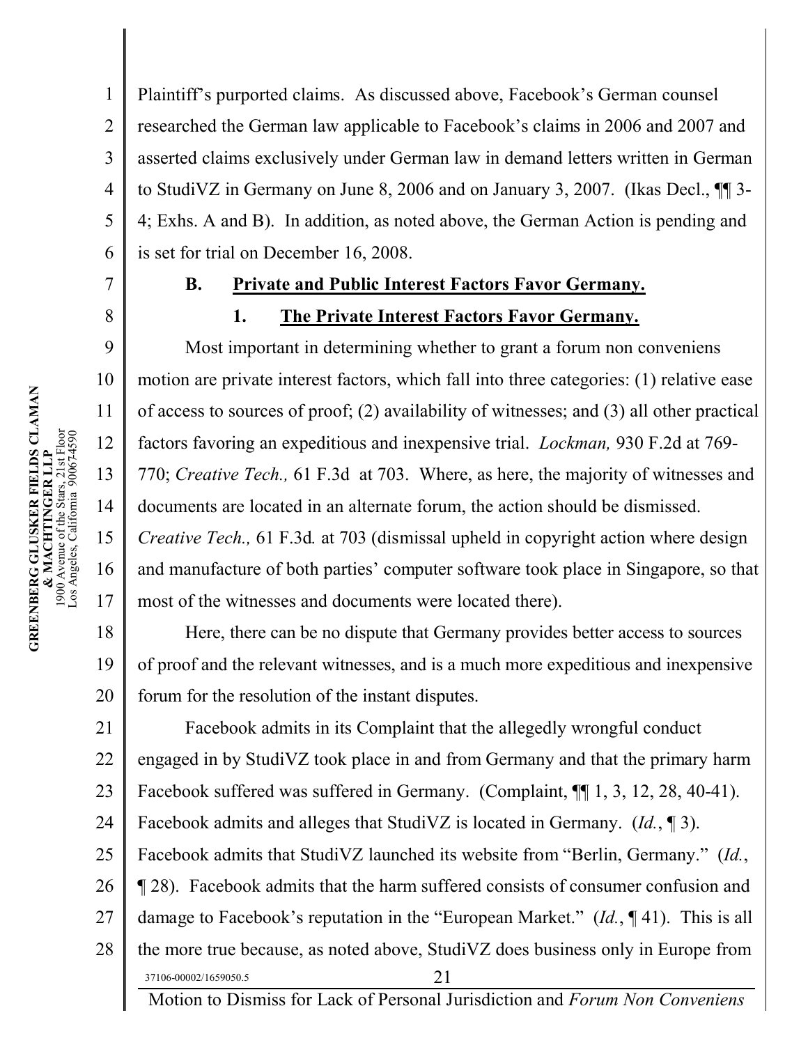Plaintiff's purported claims. As discussed above, Facebook's German counsel researched the German law applicable to Facebook's claims in 2006 and 2007 and asserted claims exclusively under German law in demand letters written in German to StudiVZ in Germany on June 8, 2006 and on January 3, 2007. (Ikas Decl., ¶¶ 3-4; Exhs. A and B). In addition, as noted above, the German Action is pending and is set for trial on December 16, 2008.

### B. Private and Public Interest Factors Favor Germany.

#### 1. The Private Interest Factors Favor Germany.

Most important in determining whether to grant a forum non conveniens motion are private interest factors, which fall into three categories: (1) relative ease of access to sources of proof; (2) availability of witnesses; and (3) all other practical factors favoring an expeditious and inexpensive trial. *Lockman,* 930 F.2d at 769-770; *Creative Tech.,* 61 F.3d at 703. Where, as here, the majority of witnesses and documents are located in an alternate forum, the action should be dismissed. *Creative Tech.,* 61 F.3d. at 703 (dismissal upheld in copyright action where design and manufacture of both parties' computer software took place in Singapore, so that most of the witnesses and documents were located there).

Here, there can be no dispute that Germany provides better access to sources of proof and the relevant witnesses, and is a much more expeditious and inexpensive forum for the resolution of the instant disputes.

Facebook admits in its Complaint that the allegedly wrongful conduct engaged in by StudiVZ took place in and from Germany and that the primary harm Facebook suffered was suffered in Germany. (Complaint, ¶¶ 1, 3, 12, 28, 40-41). Facebook admits and alleges that StudiVZ is located in Germany. (*Id.*, ¶ 3). Facebook admits that StudiVZ launched its website from "Berlin, Germany." (*Id.*, ¶ 28). Facebook admits that the harm suffered consists of consumer confusion and damage to Facebook's reputation in the "European Market." (*Id.*, ¶ 41). This is all the more true because, as noted above, StudiVZ does business only in Europe from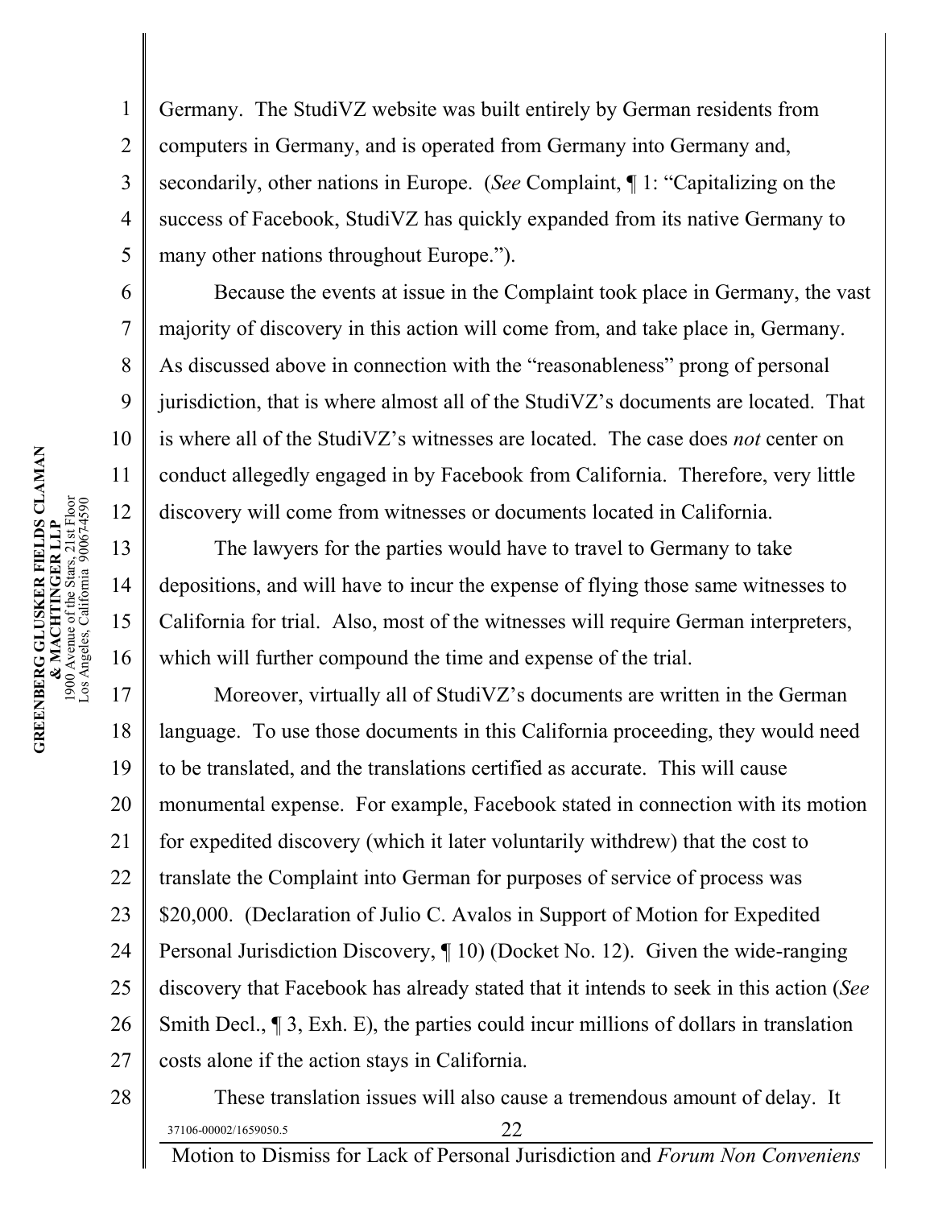Germany. The StudiVZ website was built entirely by German residents from computers in Germany, and is operated from Germany into Germany and, secondarily, other nations in Europe. (*See* Complaint, ¶ 1: "Capitalizing on the success of Facebook, StudiVZ has quickly expanded from its native Germany to many other nations throughout Europe.").

Because the events at issue in the Complaint took place in Germany, the vast majority of discovery in this action will come from, and take place in, Germany. As discussed above in connection with the "reasonableness" prong of personal jurisdiction, that is where almost all of the StudiVZ's documents are located. That is where all of the StudiVZ's witnesses are located. The case does *not* center on conduct allegedly engaged in by Facebook from California. Therefore, very little discovery will come from witnesses or documents located in California.

The lawyers for the parties would have to travel to Germany to take depositions, and will have to incur the expense of flying those same witnesses to California for trial. Also, most of the witnesses will require German interpreters, which will further compound the time and expense of the trial.

Moreover, virtually all of StudiVZ's documents are written in the German language. To use those documents in this California proceeding, they would need to be translated, and the translations certified as accurate. This will cause monumental expense. For example, Facebook stated in connection with its motion for expedited discovery (which it later voluntarily withdrew) that the cost to translate the Complaint into German for purposes of service of process was $20,000. (Declaration of Julio C. Avalos in Support of Motion for Expedited Personal Jurisdiction Discovery, ¶ 10) (Docket No. 12). Given the wide-ranging discovery that Facebook has already stated that it intends to seek in this action (*See* Smith Decl., ¶ 3, Exh. E), the parties could incur millions of dollars in translation costs alone if the action stays in California.

These translation issues will also cause a tremendous amount of delay. It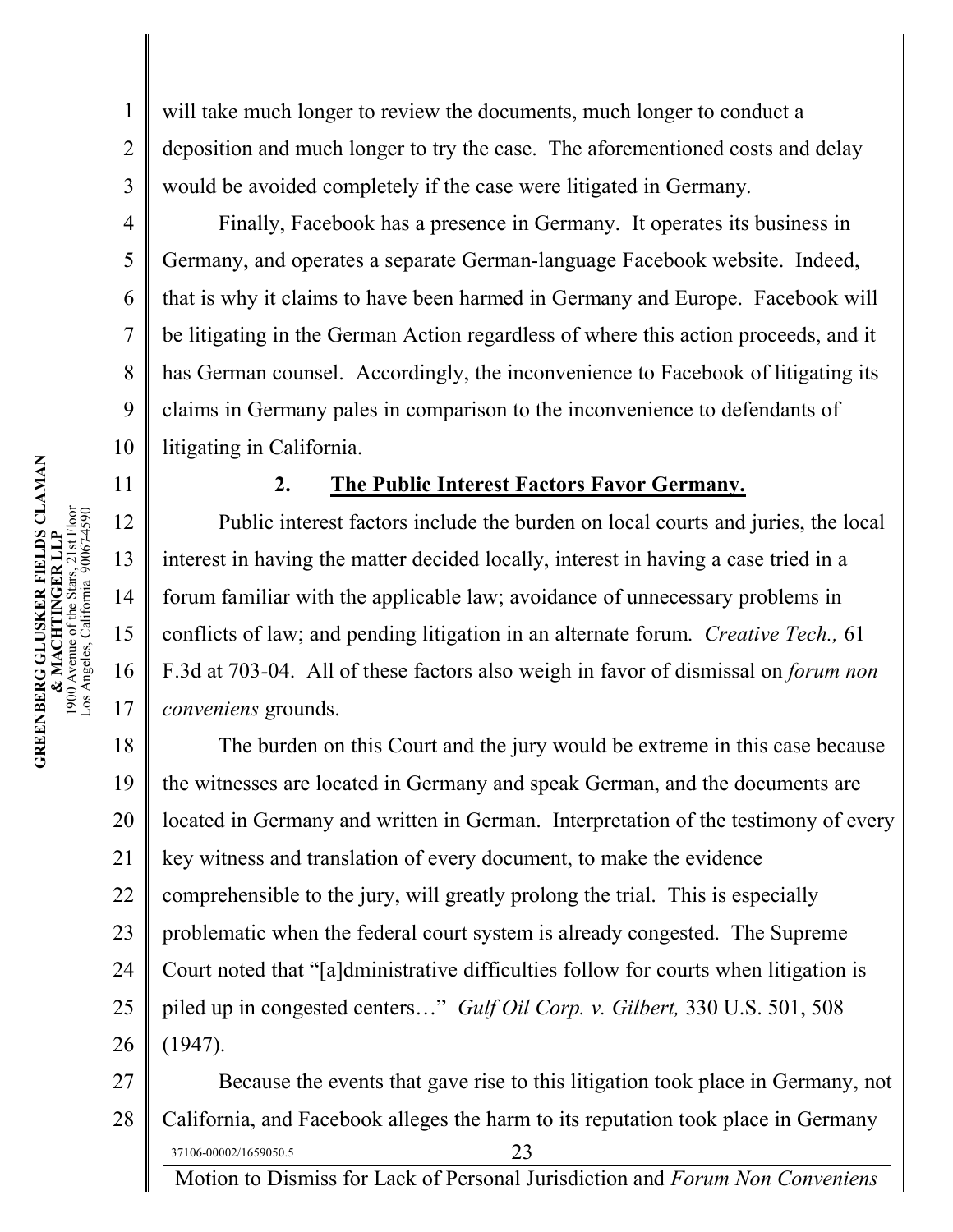will take much longer to review the documents, much longer to conduct a deposition and much longer to try the case. The aforementioned costs and delay would be avoided completely if the case were litigated in Germany.

Finally, Facebook has a presence in Germany. It operates its business in Germany, and operates a separate German-language Facebook website. Indeed, that is why it claims to have been harmed in Germany and Europe. Facebook will be litigating in the German Action regardless of where this action proceeds, and it has German counsel. Accordingly, the inconvenience to Facebook of litigating its claims in Germany pales in comparison to the inconvenience to defendants of litigating in California.

### 2. The Public Interest Factors Favor Germany.

Public interest factors include the burden on local courts and juries, the local interest in having the matter decided locally, interest in having a case tried in a forum familiar with the applicable law; avoidance of unnecessary problems in conflicts of law; and pending litigation in an alternate forum. *Creative Tech.,* 61 F.3d at 703-04. All of these factors also weigh in favor of dismissal on *forum non conveniens* grounds.

The burden on this Court and the jury would be extreme in this case because the witnesses are located in Germany and speak German, and the documents are located in Germany and written in German. Interpretation of the testimony of every key witness and translation of every document, to make the evidence comprehensible to the jury, will greatly prolong the trial. This is especially problematic when the federal court system is already congested. The Supreme Court noted that "[a]dministrative difficulties follow for courts when litigation is piled up in congested centers…" *Gulf Oil Corp. v. Gilbert,* 330 U.S. 501, 508 (1947).

Because the events that gave rise to this litigation took place in Germany, not California, and Facebook alleges the harm to its reputation took place in Germany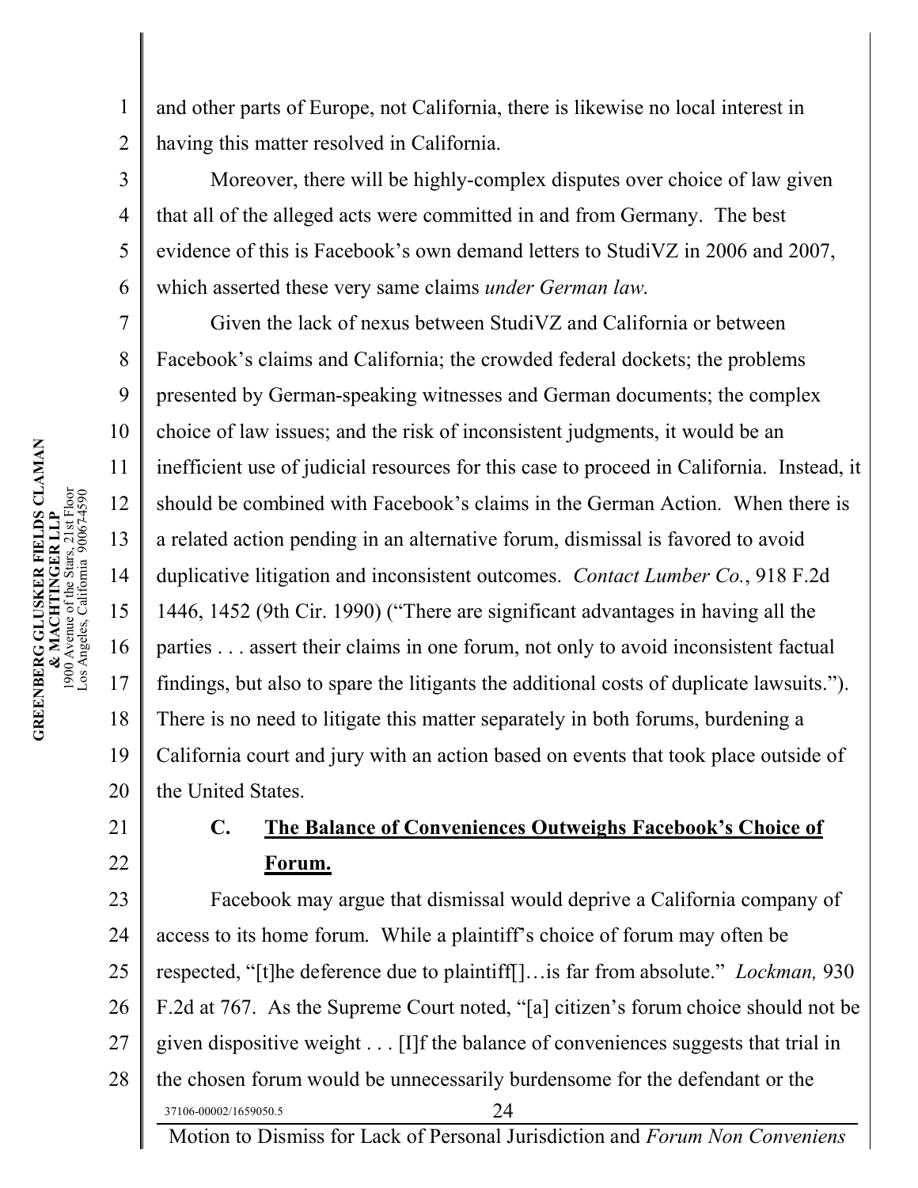and other parts of Europe, not California, there is likewise no local interest in having this matter resolved in California.

Moreover, there will be highly-complex disputes over choice of law given that all of the alleged acts were committed in and from Germany. The best evidence of this is Facebook's own demand letters to StudiVZ in 2006 and 2007, which asserted these very same claims *under German law*.

Given the lack of nexus between StudiVZ and California or between Facebook's claims and California; the crowded federal dockets; the problems presented by German-speaking witnesses and German documents; the complex choice of law issues; and the risk of inconsistent judgments, it would be an inefficient use of judicial resources for this case to proceed in California. Instead, it should be combined with Facebook's claims in the German Action. When there is a related action pending in an alternative forum, dismissal is favored to avoid duplicative litigation and inconsistent outcomes. *Contact Lumber Co.*, 918 F.2d 1446, 1452 (9th Cir. 1990) ("There are significant advantages in having all the parties . . . assert their claims in one forum, not only to avoid inconsistent factual findings, but also to spare the litigants the additional costs of duplicate lawsuits."). There is no need to litigate this matter separately in both forums, burdening a California court and jury with an action based on events that took place outside of the United States.

### C. **The Balance of Conveniences Outweighs Facebook's Choice of Forum.**

Facebook may argue that dismissal would deprive a California company of access to its home forum. While a plaintiff's choice of forum may often be respected, "[t]he deference due to plaintiff[]…is far from absolute." *Lockman,* 930 F.2d at 767. As the Supreme Court noted, "[a] citizen's forum choice should not be given dispositive weight . . . [I]f the balance of conveniences suggests that trial in the chosen forum would be unnecessarily burdensome for the defendant or the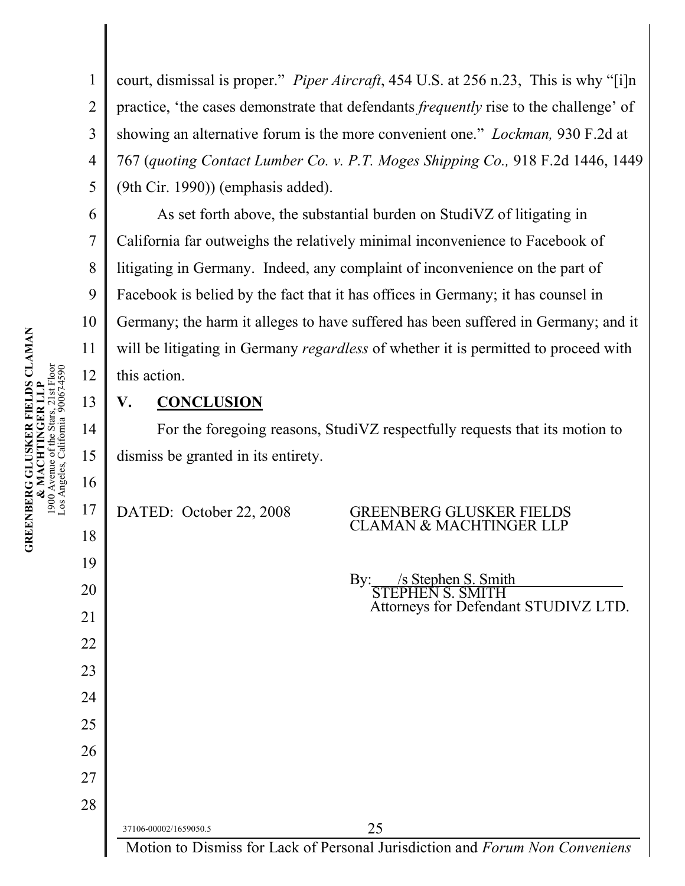court, dismissal is proper." *Piper Aircraft*, 454 U.S. at 256 n.23, This is why "[i]n practice, 'the cases demonstrate that defendants *frequently* rise to the challenge' of showing an alternative forum is the more convenient one." *Lockman,* 930 F.2d at 767 (*quoting Contact Lumber Co. v. P.T. Moges Shipping Co.,* 918 F.2d 1446, 1449 (9th Cir. 1990)) (emphasis added).

As set forth above, the substantial burden on StudiVZ of litigating in California far outweighs the relatively minimal inconvenience to Facebook of litigating in Germany. Indeed, any complaint of inconvenience on the part of Facebook is belied by the fact that it has offices in Germany; it has counsel in Germany; the harm it alleges to have suffered has been suffered in Germany; and it will be litigating in Germany *regardless* of whether it is permitted to proceed with this action.

## V. CONCLUSION

For the foregoing reasons, StudiVZ respectfully requests that its motion to dismiss be granted in its entirety.

DATED: October 22, 2008

GREENBERG GLUSKER FIELDS CLAMAN & MACHTINGER LLP

By: /s Stephen S. Smith
STEPHEN S. SMITH
Attorneys for Defendant STUDIVZ LTD.